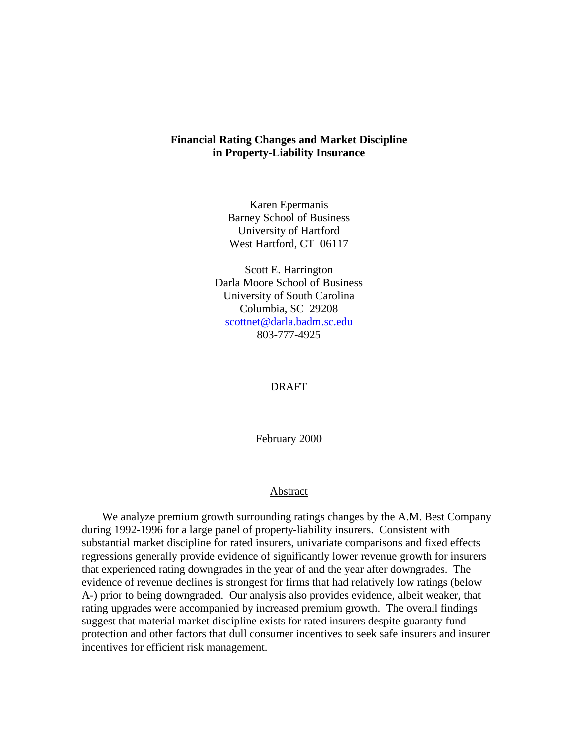# Financial Rating Changes and Market Discipline in Property-Liability Insurance

Karen Epermanis
Barney School of Business
University of Hartford
West Hartford, CT 06117

Scott E. Harrington
Darla Moore School of Business
University of South Carolina
Columbia, SC 29208
scottnet@darla.badm.sc.edu
803-777-4925

DRAFT

February 2000

## Abstract

We analyze premium growth surrounding ratings changes by the A.M. Best Company during 1992-1996 for a large panel of property-liability insurers. Consistent with substantial market discipline for rated insurers, univariate comparisons and fixed effects regressions generally provide evidence of significantly lower revenue growth for insurers that experienced rating downgrades in the year of and the year after downgrades. The evidence of revenue declines is strongest for firms that had relatively low ratings (below A-) prior to being downgraded. Our analysis also provides evidence, albeit weaker, that rating upgrades were accompanied by increased premium growth. The overall findings suggest that material market discipline exists for rated insurers despite guaranty fund protection and other factors that dull consumer incentives to seek safe insurers and insurer incentives for efficient risk management.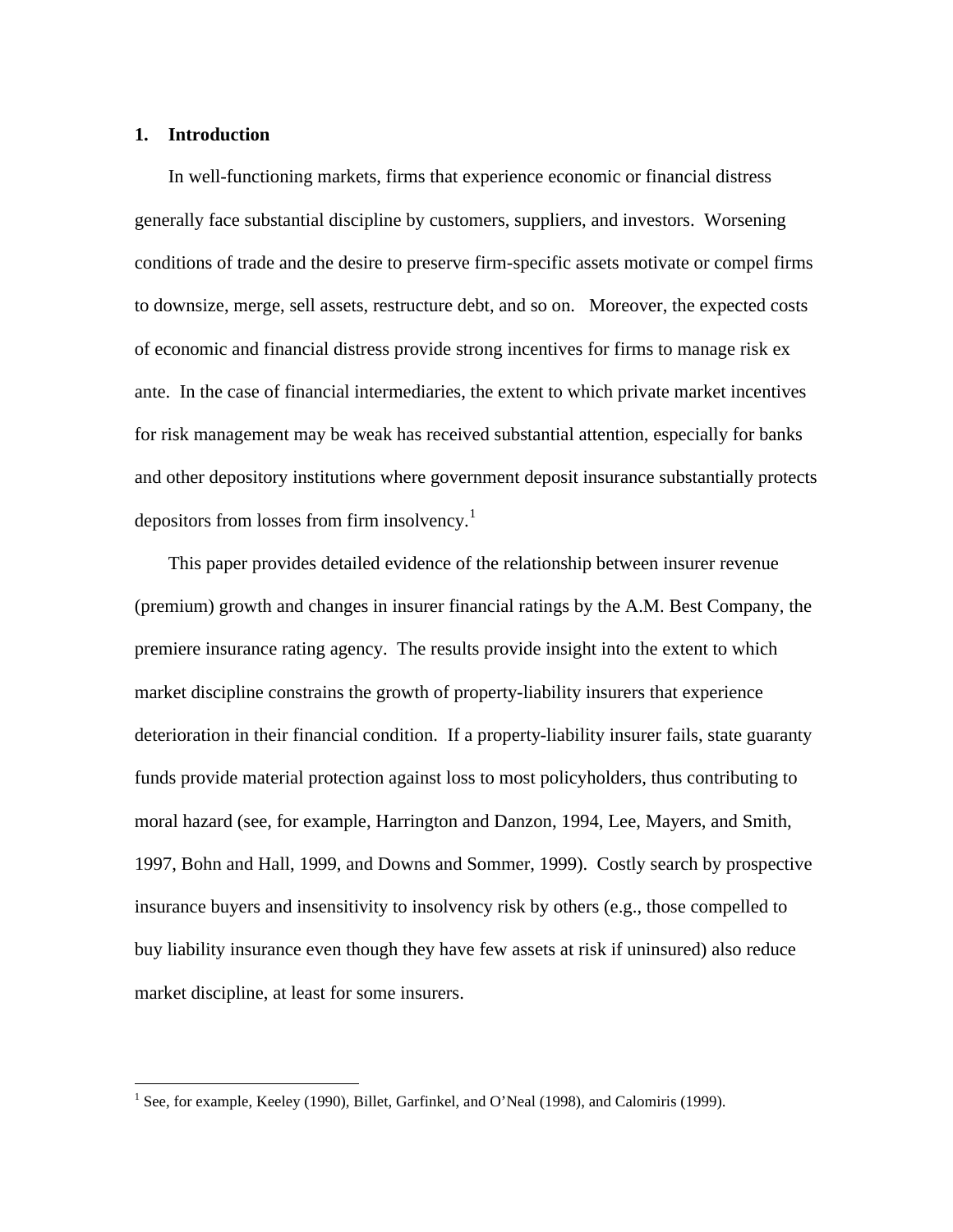# 1. Introduction

In well-functioning markets, firms that experience economic or financial distress generally face substantial discipline by customers, suppliers, and investors. Worsening conditions of trade and the desire to preserve firm-specific assets motivate or compel firms to downsize, merge, sell assets, restructure debt, and so on. Moreover, the expected costs of economic and financial distress provide strong incentives for firms to manage risk ex ante. In the case of financial intermediaries, the extent to which private market incentives for risk management may be weak has received substantial attention, especially for banks and other depository institutions where government deposit insurance substantially protects depositors from losses from firm insolvency.[1]

This paper provides detailed evidence of the relationship between insurer revenue (premium) growth and changes in insurer financial ratings by the A.M. Best Company, the premiere insurance rating agency. The results provide insight into the extent to which market discipline constrains the growth of property-liability insurers that experience deterioration in their financial condition. If a property-liability insurer fails, state guaranty funds provide material protection against loss to most policyholders, thus contributing to moral hazard (see, for example, Harrington and Danzon, 1994, Lee, Mayers, and Smith, 1997, Bohn and Hall, 1999, and Downs and Sommer, 1999). Costly search by prospective insurance buyers and insensitivity to insolvency risk by others (e.g., those compelled to buy liability insurance even though they have few assets at risk if uninsured) also reduce market discipline, at least for some insurers.

---

[1] See, for example, Keeley (1990), Billet, Garfinkel, and O'Neal (1998), and Calomiris (1999).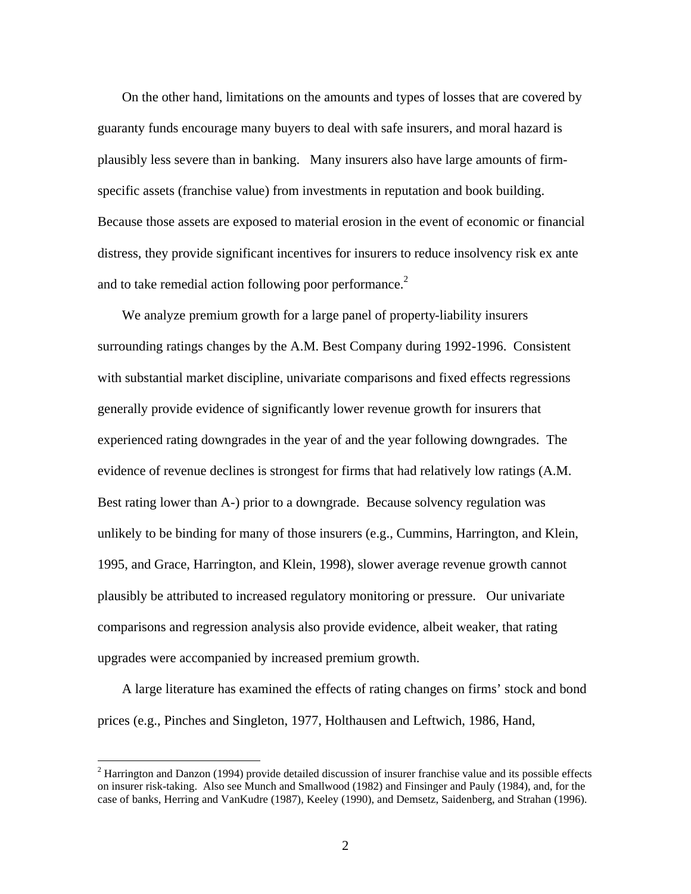On the other hand, limitations on the amounts and types of losses that are covered by guaranty funds encourage many buyers to deal with safe insurers, and moral hazard is plausibly less severe than in banking. Many insurers also have large amounts of firm-specific assets (franchise value) from investments in reputation and book building. Because those assets are exposed to material erosion in the event of economic or financial distress, they provide significant incentives for insurers to reduce insolvency risk ex ante and to take remedial action following poor performance.[2]

We analyze premium growth for a large panel of property-liability insurers surrounding ratings changes by the A.M. Best Company during 1992-1996. Consistent with substantial market discipline, univariate comparisons and fixed effects regressions generally provide evidence of significantly lower revenue growth for insurers that experienced rating downgrades in the year of and the year following downgrades. The evidence of revenue declines is strongest for firms that had relatively low ratings (A.M. Best rating lower than A-) prior to a downgrade. Because solvency regulation was unlikely to be binding for many of those insurers (e.g., Cummins, Harrington, and Klein, 1995, and Grace, Harrington, and Klein, 1998), slower average revenue growth cannot plausibly be attributed to increased regulatory monitoring or pressure. Our univariate comparisons and regression analysis also provide evidence, albeit weaker, that rating upgrades were accompanied by increased premium growth.

A large literature has examined the effects of rating changes on firms' stock and bond prices (e.g., Pinches and Singleton, 1977, Holthausen and Leftwich, 1986, Hand,

[2] Harrington and Danzon (1994) provide detailed discussion of insurer franchise value and its possible effects on insurer risk-taking. Also see Munch and Smallwood (1982) and Finsinger and Pauly (1984), and, for the case of banks, Herring and VanKudre (1987), Keeley (1990), and Demsetz, Saidenberg, and Strahan (1996).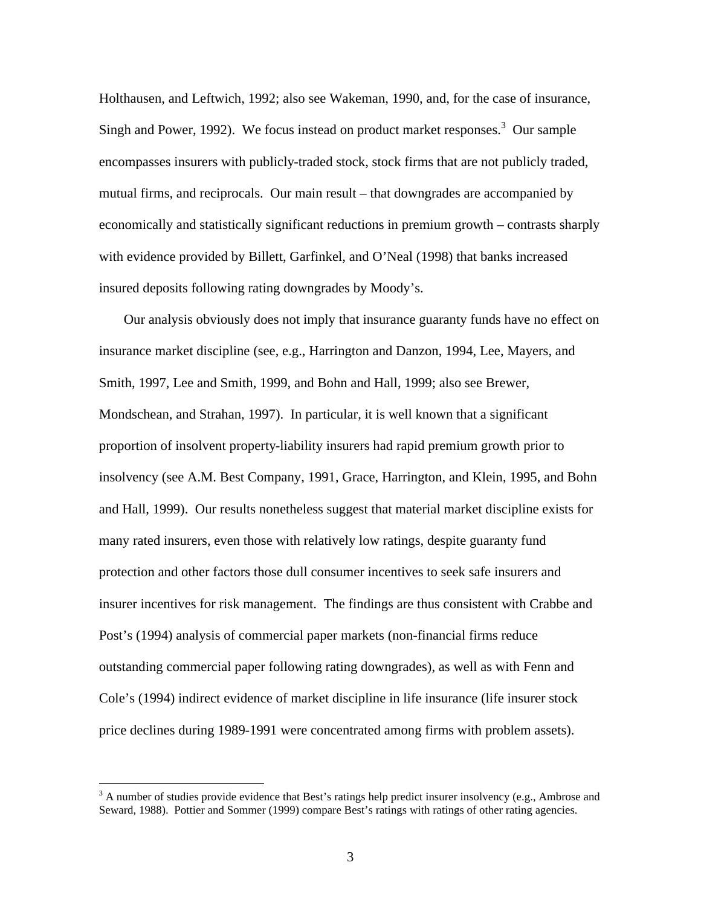Holthausen, and Leftwich, 1992; also see Wakeman, 1990, and, for the case of insurance, Singh and Power, 1992). We focus instead on product market responses.[3] Our sample encompasses insurers with publicly-traded stock, stock firms that are not publicly traded, mutual firms, and reciprocals. Our main result – that downgrades are accompanied by economically and statistically significant reductions in premium growth – contrasts sharply with evidence provided by Billett, Garfinkel, and O'Neal (1998) that banks increased insured deposits following rating downgrades by Moody's.

Our analysis obviously does not imply that insurance guaranty funds have no effect on insurance market discipline (see, e.g., Harrington and Danzon, 1994, Lee, Mayers, and Smith, 1997, Lee and Smith, 1999, and Bohn and Hall, 1999; also see Brewer, Mondschean, and Strahan, 1997). In particular, it is well known that a significant proportion of insolvent property-liability insurers had rapid premium growth prior to insolvency (see A.M. Best Company, 1991, Grace, Harrington, and Klein, 1995, and Bohn and Hall, 1999). Our results nonetheless suggest that material market discipline exists for many rated insurers, even those with relatively low ratings, despite guaranty fund protection and other factors those dull consumer incentives to seek safe insurers and insurer incentives for risk management. The findings are thus consistent with Crabbe and Post's (1994) analysis of commercial paper markets (non-financial firms reduce outstanding commercial paper following rating downgrades), as well as with Fenn and Cole's (1994) indirect evidence of market discipline in life insurance (life insurer stock price declines during 1989-1991 were concentrated among firms with problem assets).

---

[3] A number of studies provide evidence that Best's ratings help predict insurer insolvency (e.g., Ambrose and Seward, 1988). Pottier and Sommer (1999) compare Best's ratings with ratings of other rating agencies.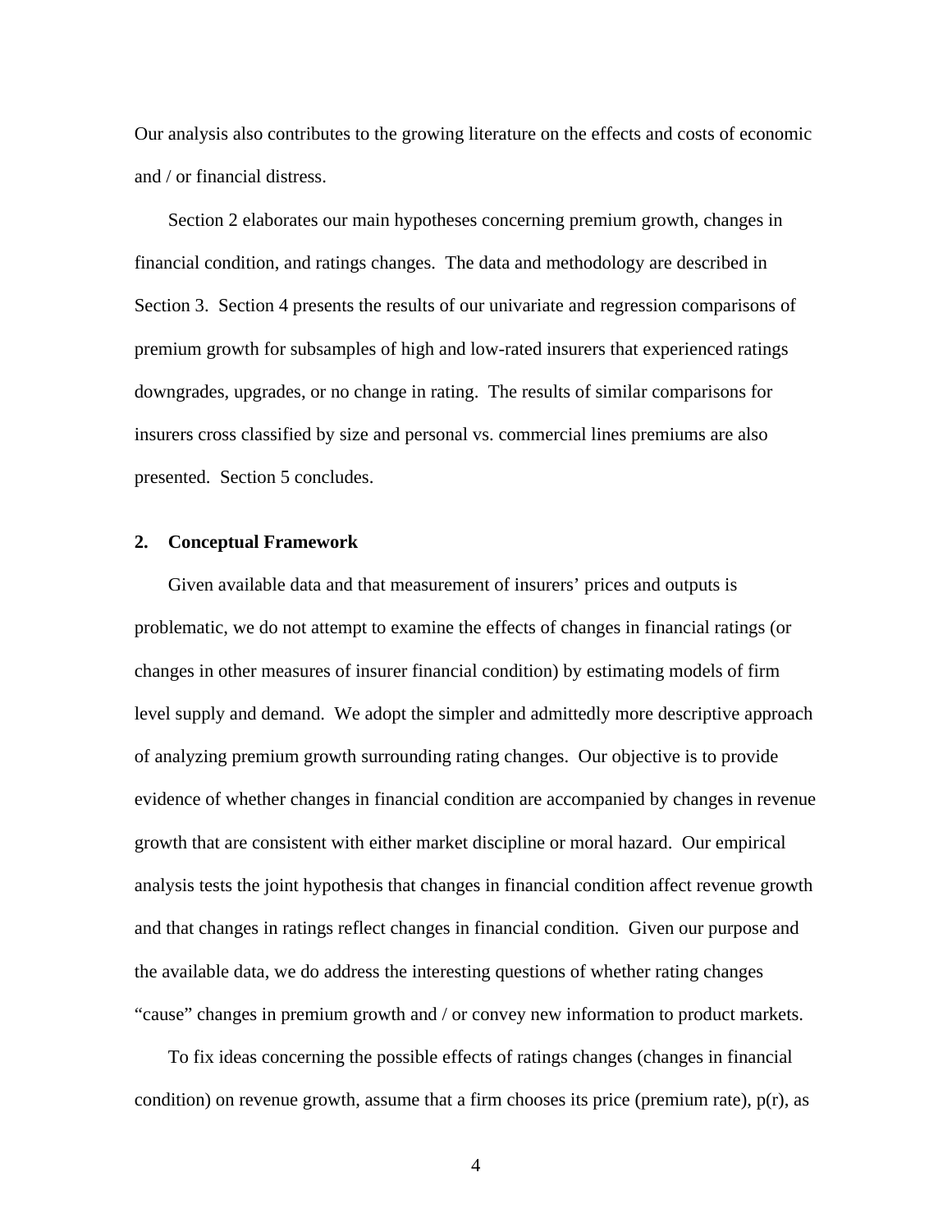Our analysis also contributes to the growing literature on the effects and costs of economic and / or financial distress.

Section 2 elaborates our main hypotheses concerning premium growth, changes in financial condition, and ratings changes. The data and methodology are described in Section 3. Section 4 presents the results of our univariate and regression comparisons of premium growth for subsamples of high and low-rated insurers that experienced ratings downgrades, upgrades, or no change in rating. The results of similar comparisons for insurers cross classified by size and personal vs. commercial lines premiums are also presented. Section 5 concludes.

## 2. Conceptual Framework

Given available data and that measurement of insurers' prices and outputs is problematic, we do not attempt to examine the effects of changes in financial ratings (or changes in other measures of insurer financial condition) by estimating models of firm level supply and demand. We adopt the simpler and admittedly more descriptive approach of analyzing premium growth surrounding rating changes. Our objective is to provide evidence of whether changes in financial condition are accompanied by changes in revenue growth that are consistent with either market discipline or moral hazard. Our empirical analysis tests the joint hypothesis that changes in financial condition affect revenue growth and that changes in ratings reflect changes in financial condition. Given our purpose and the available data, we do address the interesting questions of whether rating changes "cause" changes in premium growth and / or convey new information to product markets.

To fix ideas concerning the possible effects of ratings changes (changes in financial condition) on revenue growth, assume that a firm chooses its price (premium rate), p(r), as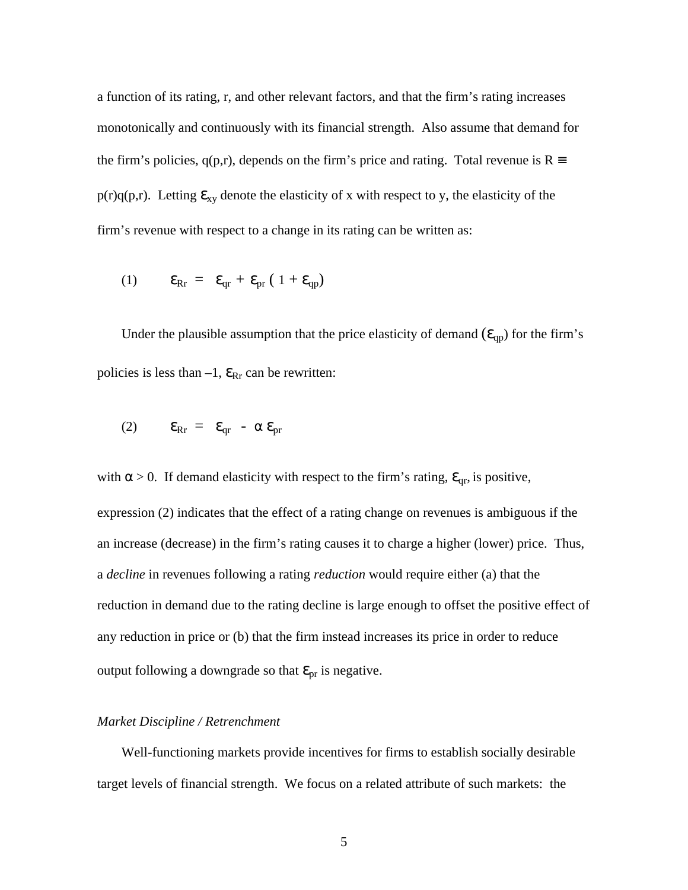a function of its rating, r, and other relevant factors, and that the firm's rating increases monotonically and continuously with its financial strength. Also assume that demand for the firm's policies, q(p,r), depends on the firm's price and rating. Total revenue is $R \equiv p(r)q(p,r)$. Letting $\varepsilon_{xy}$ denote the elasticity of x with respect to y, the elasticity of the firm's revenue with respect to a change in its rating can be written as:

$$\text{(1)} \qquad \varepsilon_{Rr} = \varepsilon_{qr} + \varepsilon_{pr}\,(1 + \varepsilon_{qp})$$

Under the plausible assumption that the price elasticity of demand ($\varepsilon_{qp}$) for the firm's policies is less than –1, $\varepsilon_{Rr}$ can be rewritten:

$$\text{(2)} \qquad \varepsilon_{Rr} = \varepsilon_{qr} - \alpha\,\varepsilon_{pr}$$

with $\alpha > 0$. If demand elasticity with respect to the firm's rating, $\varepsilon_{qr}$, is positive, expression (2) indicates that the effect of a rating change on revenues is ambiguous if the an increase (decrease) in the firm's rating causes it to charge a higher (lower) price. Thus, a *decline* in revenues following a rating *reduction* would require either (a) that the reduction in demand due to the rating decline is large enough to offset the positive effect of any reduction in price or (b) that the firm instead increases its price in order to reduce output following a downgrade so that $\varepsilon_{pr}$ is negative.

*Market Discipline / Retrenchment*

Well-functioning markets provide incentives for firms to establish socially desirable target levels of financial strength. We focus on a related attribute of such markets: the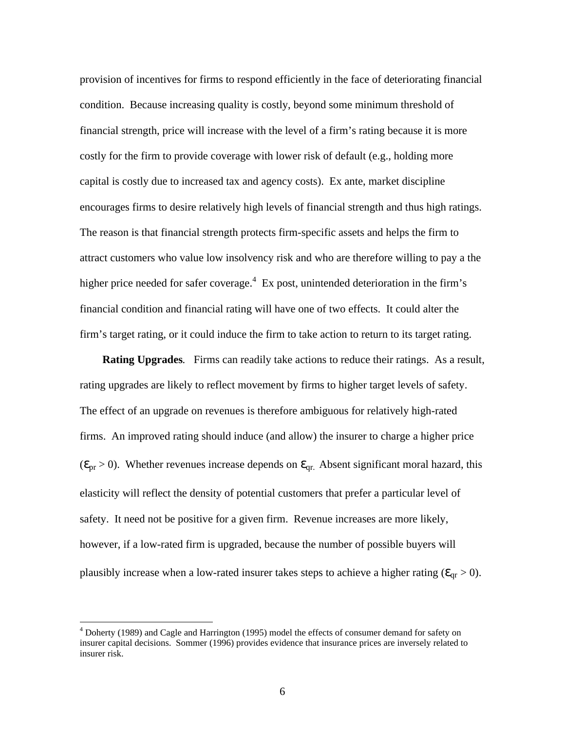provision of incentives for firms to respond efficiently in the face of deteriorating financial condition. Because increasing quality is costly, beyond some minimum threshold of financial strength, price will increase with the level of a firm's rating because it is more costly for the firm to provide coverage with lower risk of default (e.g., holding more capital is costly due to increased tax and agency costs). Ex ante, market discipline encourages firms to desire relatively high levels of financial strength and thus high ratings. The reason is that financial strength protects firm-specific assets and helps the firm to attract customers who value low insolvency risk and who are therefore willing to pay a the higher price needed for safer coverage.[4] Ex post, unintended deterioration in the firm's financial condition and financial rating will have one of two effects. It could alter the firm's target rating, or it could induce the firm to take action to return to its target rating.

**Rating Upgrades**. Firms can readily take actions to reduce their ratings. As a result, rating upgrades are likely to reflect movement by firms to higher target levels of safety. The effect of an upgrade on revenues is therefore ambiguous for relatively high-rated firms. An improved rating should induce (and allow) the insurer to charge a higher price ($\varepsilon_{pr} > 0$). Whether revenues increase depends on $\varepsilon_{qr}$. Absent significant moral hazard, this elasticity will reflect the density of potential customers that prefer a particular level of safety. It need not be positive for a given firm. Revenue increases are more likely, however, if a low-rated firm is upgraded, because the number of possible buyers will plausibly increase when a low-rated insurer takes steps to achieve a higher rating ($\varepsilon_{qr} > 0$).

[4] Doherty (1989) and Cagle and Harrington (1995) model the effects of consumer demand for safety on insurer capital decisions. Sommer (1996) provides evidence that insurance prices are inversely related to insurer risk.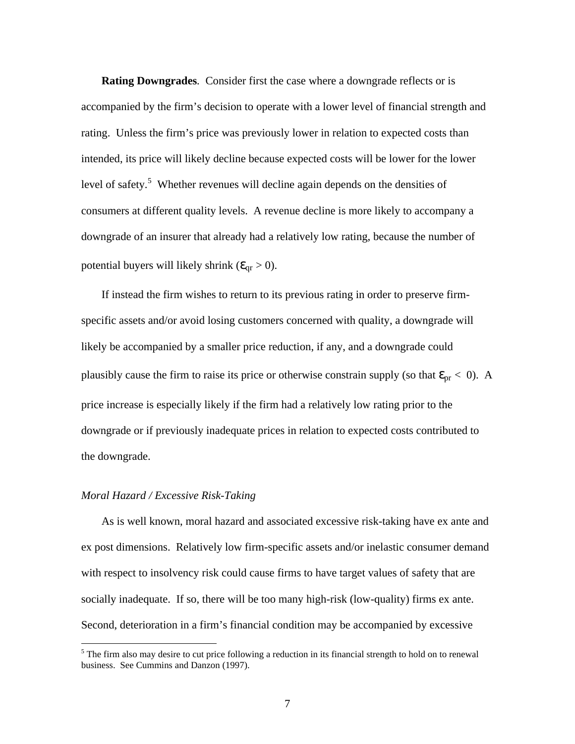**Rating Downgrades**. Consider first the case where a downgrade reflects or is accompanied by the firm's decision to operate with a lower level of financial strength and rating. Unless the firm's price was previously lower in relation to expected costs than intended, its price will likely decline because expected costs will be lower for the lower level of safety.[5] Whether revenues will decline again depends on the densities of consumers at different quality levels. A revenue decline is more likely to accompany a downgrade of an insurer that already had a relatively low rating, because the number of potential buyers will likely shrink ($\varepsilon_{qr} > 0$).

If instead the firm wishes to return to its previous rating in order to preserve firm-specific assets and/or avoid losing customers concerned with quality, a downgrade will likely be accompanied by a smaller price reduction, if any, and a downgrade could plausibly cause the firm to raise its price or otherwise constrain supply (so that $\varepsilon_{pr} < 0$). A price increase is especially likely if the firm had a relatively low rating prior to the downgrade or if previously inadequate prices in relation to expected costs contributed to the downgrade.

*Moral Hazard / Excessive Risk-Taking*

As is well known, moral hazard and associated excessive risk-taking have ex ante and ex post dimensions. Relatively low firm-specific assets and/or inelastic consumer demand with respect to insolvency risk could cause firms to have target values of safety that are socially inadequate. If so, there will be too many high-risk (low-quality) firms ex ante. Second, deterioration in a firm's financial condition may be accompanied by excessive

[5] The firm also may desire to cut price following a reduction in its financial strength to hold on to renewal business. See Cummins and Danzon (1997).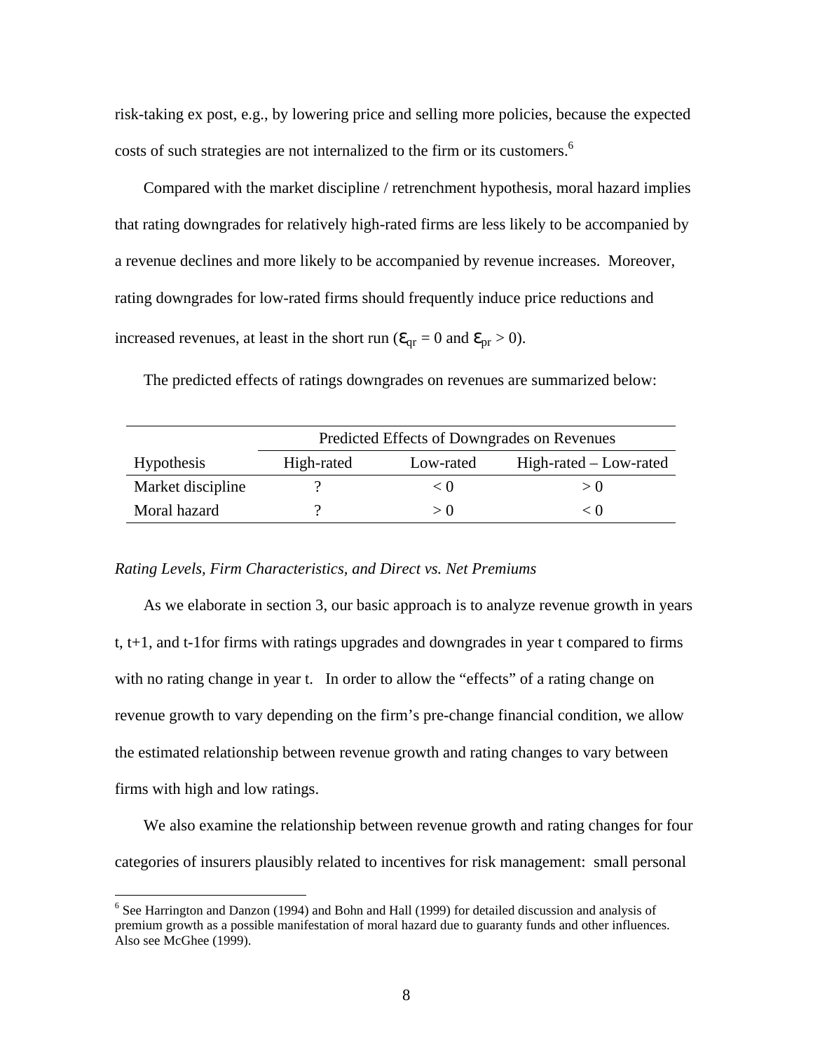risk-taking ex post, e.g., by lowering price and selling more policies, because the expected costs of such strategies are not internalized to the firm or its customers.[6]

Compared with the market discipline / retrenchment hypothesis, moral hazard implies that rating downgrades for relatively high-rated firms are less likely to be accompanied by a revenue declines and more likely to be accompanied by revenue increases. Moreover, rating downgrades for low-rated firms should frequently induce price reductions and increased revenues, at least in the short run ($\varepsilon_{qr} = 0$ and $\varepsilon_{pr} > 0$).

The predicted effects of ratings downgrades on revenues are summarized below:

| | Predicted Effects of Downgrades on Revenues | | |
|---|---|---|---|
| Hypothesis | High-rated | Low-rated | High-rated – Low-rated |
| Market discipline | ? | < 0 | > 0 |
| Moral hazard | ? | > 0 | < 0 |

*Rating Levels, Firm Characteristics, and Direct vs. Net Premiums*

As we elaborate in section 3, our basic approach is to analyze revenue growth in years t, t+1, and t-1for firms with ratings upgrades and downgrades in year t compared to firms with no rating change in year t. In order to allow the "effects" of a rating change on revenue growth to vary depending on the firm's pre-change financial condition, we allow the estimated relationship between revenue growth and rating changes to vary between firms with high and low ratings.

We also examine the relationship between revenue growth and rating changes for four categories of insurers plausibly related to incentives for risk management: small personal

[6] See Harrington and Danzon (1994) and Bohn and Hall (1999) for detailed discussion and analysis of premium growth as a possible manifestation of moral hazard due to guaranty funds and other influences. Also see McGhee (1999).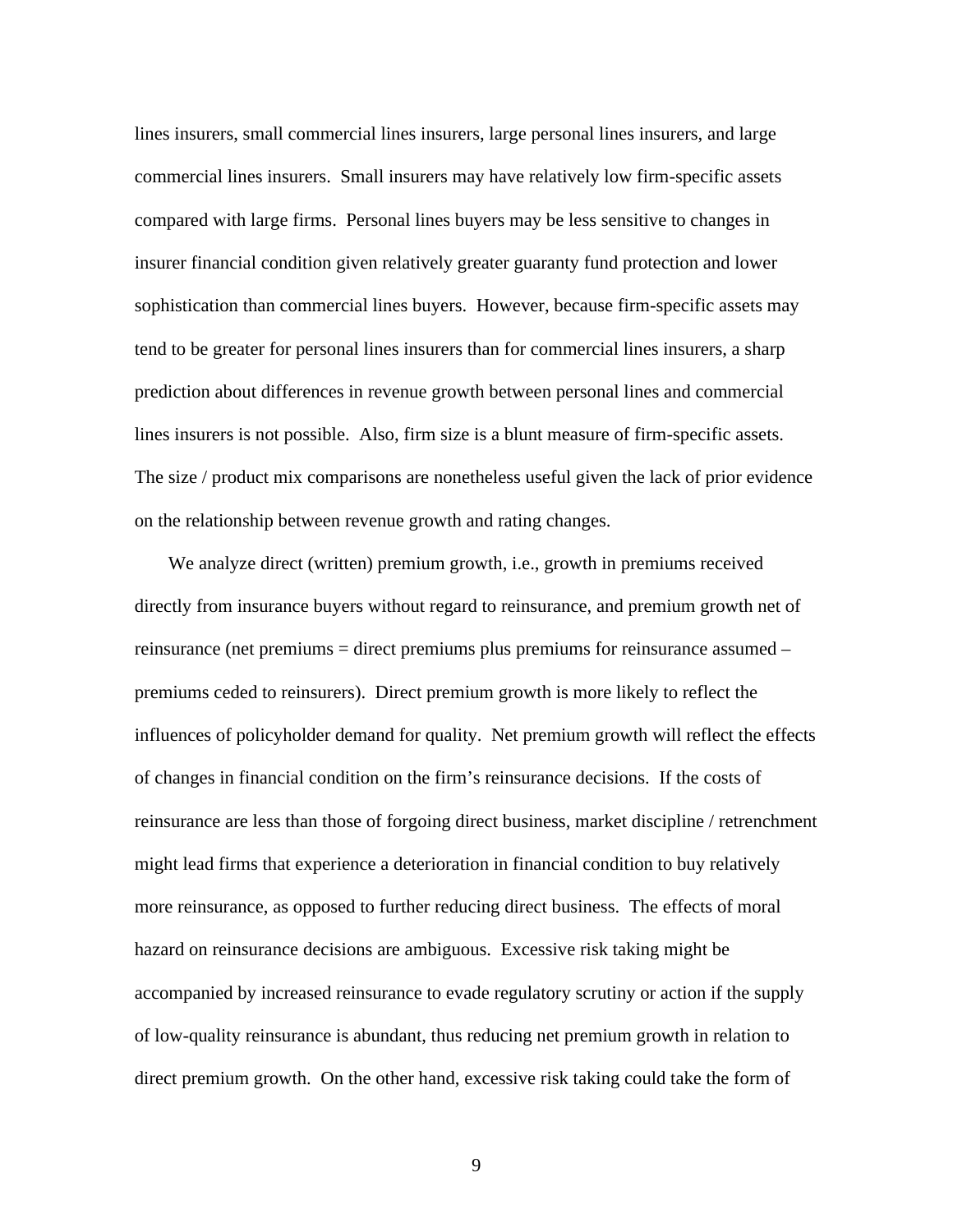lines insurers, small commercial lines insurers, large personal lines insurers, and large commercial lines insurers. Small insurers may have relatively low firm-specific assets compared with large firms. Personal lines buyers may be less sensitive to changes in insurer financial condition given relatively greater guaranty fund protection and lower sophistication than commercial lines buyers. However, because firm-specific assets may tend to be greater for personal lines insurers than for commercial lines insurers, a sharp prediction about differences in revenue growth between personal lines and commercial lines insurers is not possible. Also, firm size is a blunt measure of firm-specific assets. The size / product mix comparisons are nonetheless useful given the lack of prior evidence on the relationship between revenue growth and rating changes.

We analyze direct (written) premium growth, i.e., growth in premiums received directly from insurance buyers without regard to reinsurance, and premium growth net of reinsurance (net premiums = direct premiums plus premiums for reinsurance assumed – premiums ceded to reinsurers). Direct premium growth is more likely to reflect the influences of policyholder demand for quality. Net premium growth will reflect the effects of changes in financial condition on the firm's reinsurance decisions. If the costs of reinsurance are less than those of forgoing direct business, market discipline / retrenchment might lead firms that experience a deterioration in financial condition to buy relatively more reinsurance, as opposed to further reducing direct business. The effects of moral hazard on reinsurance decisions are ambiguous. Excessive risk taking might be accompanied by increased reinsurance to evade regulatory scrutiny or action if the supply of low-quality reinsurance is abundant, thus reducing net premium growth in relation to direct premium growth. On the other hand, excessive risk taking could take the form of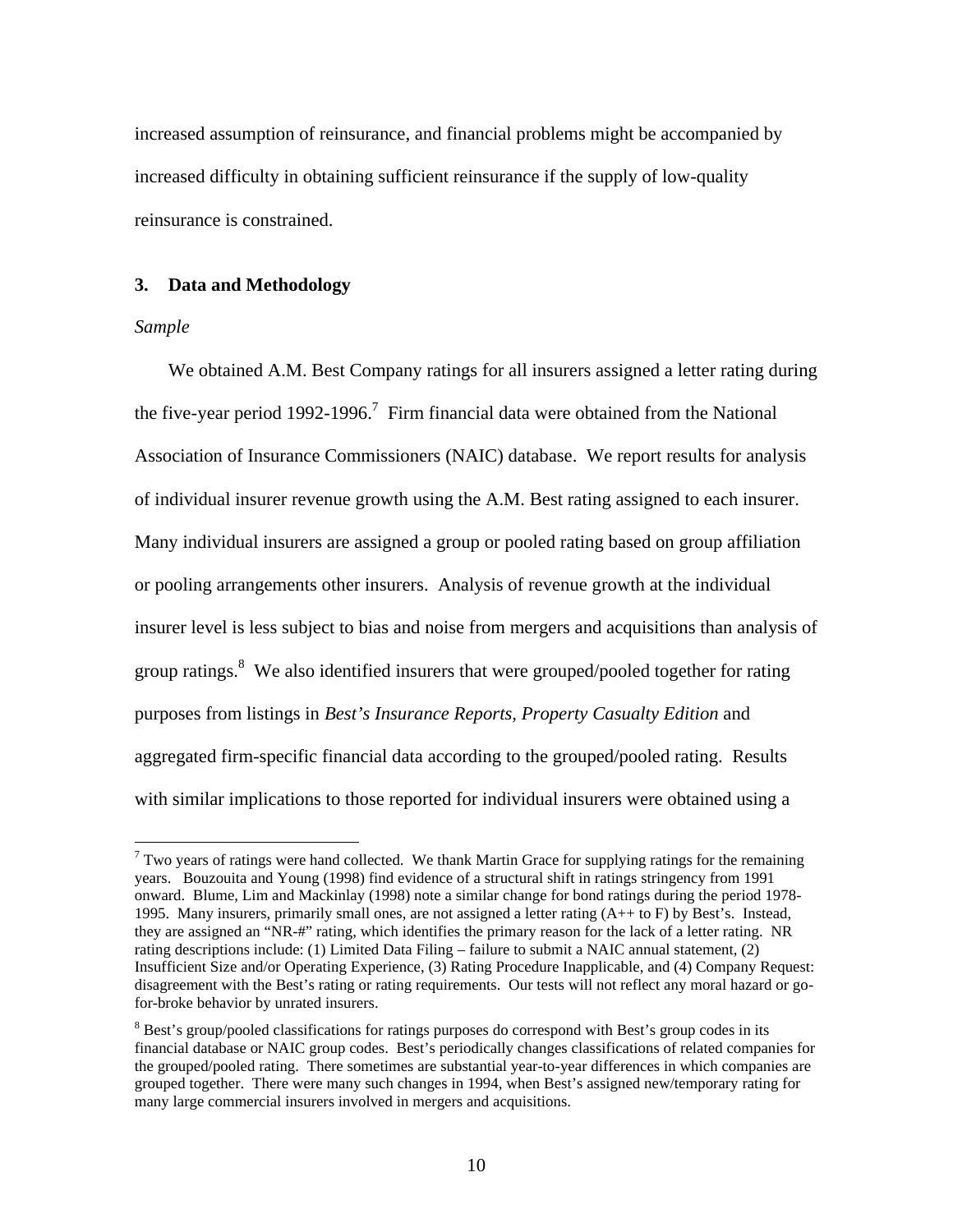increased assumption of reinsurance, and financial problems might be accompanied by increased difficulty in obtaining sufficient reinsurance if the supply of low-quality reinsurance is constrained.

## 3. Data and Methodology

*Sample*

We obtained A.M. Best Company ratings for all insurers assigned a letter rating during the five-year period 1992-1996.[7] Firm financial data were obtained from the National Association of Insurance Commissioners (NAIC) database. We report results for analysis of individual insurer revenue growth using the A.M. Best rating assigned to each insurer. Many individual insurers are assigned a group or pooled rating based on group affiliation or pooling arrangements other insurers. Analysis of revenue growth at the individual insurer level is less subject to bias and noise from mergers and acquisitions than analysis of group ratings.[8] We also identified insurers that were grouped/pooled together for rating purposes from listings in *Best's Insurance Reports, Property Casualty Edition* and aggregated firm-specific financial data according to the grouped/pooled rating. Results with similar implications to those reported for individual insurers were obtained using a

---

[7] Two years of ratings were hand collected. We thank Martin Grace for supplying ratings for the remaining years. Bouzouita and Young (1998) find evidence of a structural shift in ratings stringency from 1991 onward. Blume, Lim and Mackinlay (1998) note a similar change for bond ratings during the period 1978-1995. Many insurers, primarily small ones, are not assigned a letter rating (A++ to F) by Best's. Instead, they are assigned an "NR-#" rating, which identifies the primary reason for the lack of a letter rating. NR rating descriptions include: (1) Limited Data Filing – failure to submit a NAIC annual statement, (2) Insufficient Size and/or Operating Experience, (3) Rating Procedure Inapplicable, and (4) Company Request: disagreement with the Best's rating or rating requirements. Our tests will not reflect any moral hazard or go-for-broke behavior by unrated insurers.

[8] Best's group/pooled classifications for ratings purposes do correspond with Best's group codes in its financial database or NAIC group codes. Best's periodically changes classifications of related companies for the grouped/pooled rating. There sometimes are substantial year-to-year differences in which companies are grouped together. There were many such changes in 1994, when Best's assigned new/temporary rating for many large commercial insurers involved in mergers and acquisitions.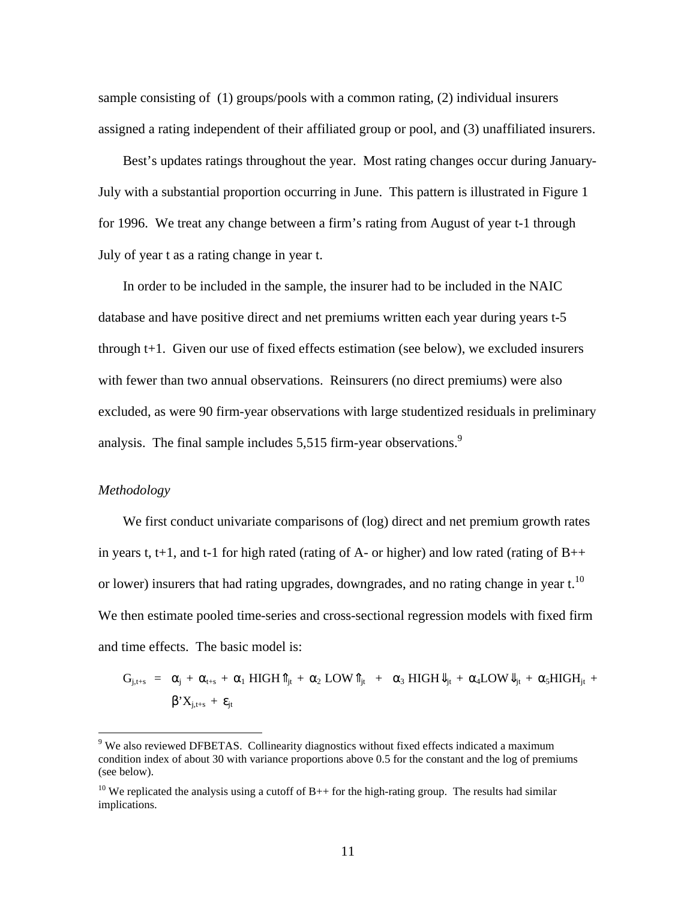sample consisting of (1) groups/pools with a common rating, (2) individual insurers assigned a rating independent of their affiliated group or pool, and (3) unaffiliated insurers.

Best's updates ratings throughout the year. Most rating changes occur during January-July with a substantial proportion occurring in June. This pattern is illustrated in Figure 1 for 1996. We treat any change between a firm's rating from August of year t-1 through July of year t as a rating change in year t.

In order to be included in the sample, the insurer had to be included in the NAIC database and have positive direct and net premiums written each year during years t-5 through t+1. Given our use of fixed effects estimation (see below), we excluded insurers with fewer than two annual observations. Reinsurers (no direct premiums) were also excluded, as were 90 firm-year observations with large studentized residuals in preliminary analysis. The final sample includes 5,515 firm-year observations.[9]

*Methodology*

We first conduct univariate comparisons of (log) direct and net premium growth rates in years t, t+1, and t-1 for high rated (rating of A- or higher) and low rated (rating of B++ or lower) insurers that had rating upgrades, downgrades, and no rating change in year t.[10] We then estimate pooled time-series and cross-sectional regression models with fixed firm and time effects. The basic model is:

$$G_{j,t+s} = \alpha_j + \alpha_{t+s} + \alpha_1 \, HIGH\Uparrow_{jt} + \alpha_2 \, LOW\Uparrow_{jt} + \alpha_3 \, HIGH\Downarrow_{jt} + \alpha_4 LOW\Downarrow_{jt} + \alpha_5 HIGH_{jt} + \beta' X_{j,t+s} + \varepsilon_{jt}$$

---

[9] We also reviewed DFBETAS. Collinearity diagnostics without fixed effects indicated a maximum condition index of about 30 with variance proportions above 0.5 for the constant and the log of premiums (see below).

[10] We replicated the analysis using a cutoff of B++ for the high-rating group. The results had similar implications.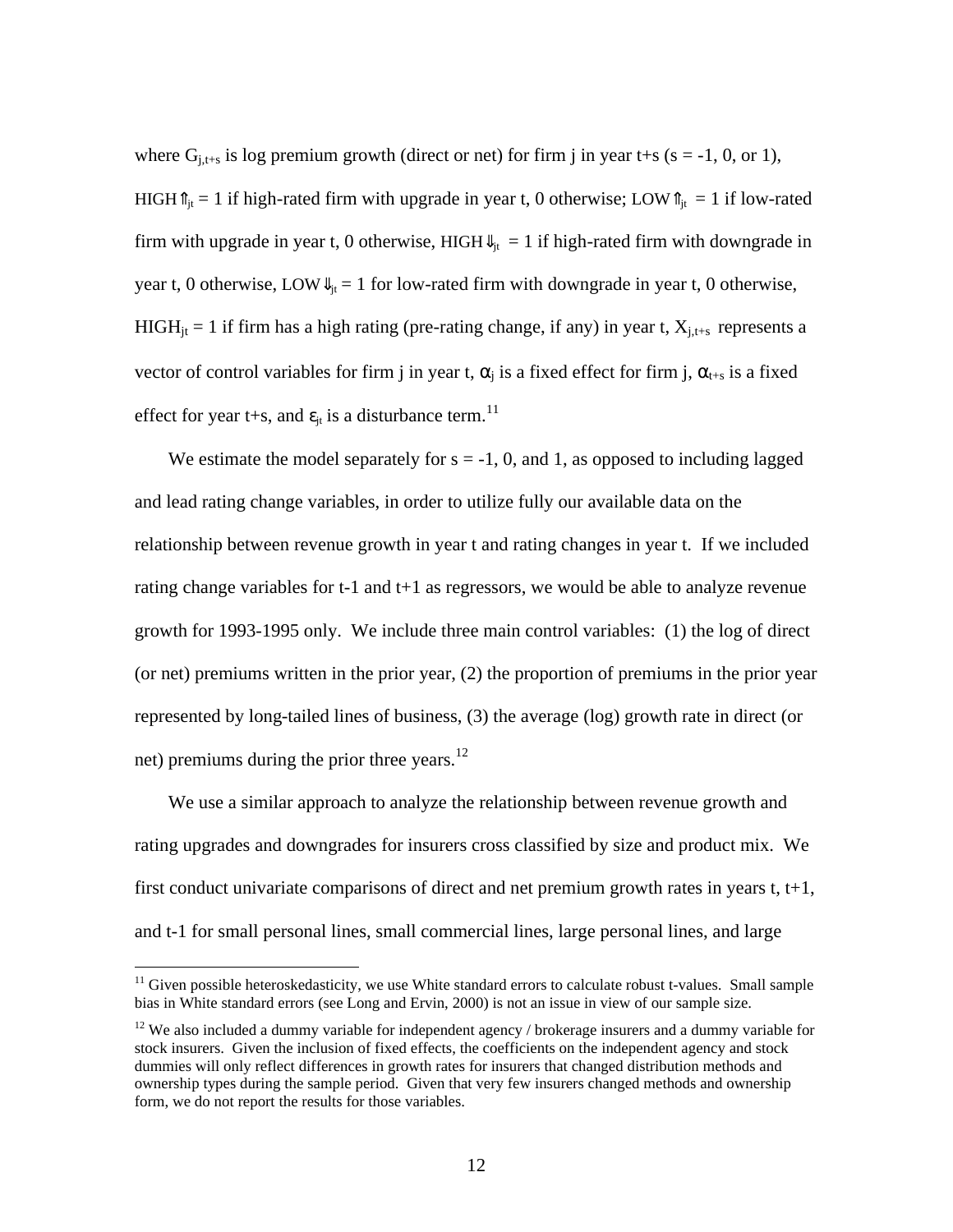where $G_{j,t+s}$ is log premium growth (direct or net) for firm j in year t+s (s = -1, 0, or 1), $HIGH\Uparrow_{jt}$ = 1 if high-rated firm with upgrade in year t, 0 otherwise; $LOW\Uparrow_{jt}$ = 1 if low-rated firm with upgrade in year t, 0 otherwise, $HIGH\Downarrow_{jt}$ = 1 if high-rated firm with downgrade in year t, 0 otherwise, $LOW\Downarrow_{jt}$ = 1 for low-rated firm with downgrade in year t, 0 otherwise, $HIGH_{jt}$ = 1 if firm has a high rating (pre-rating change, if any) in year t, $X_{j,t+s}$ represents a vector of control variables for firm j in year t, $\alpha_j$ is a fixed effect for firm j, $\alpha_{t+s}$ is a fixed effect for year t+s, and $\varepsilon_{jt}$ is a disturbance term.[11]

We estimate the model separately for s = -1, 0, and 1, as opposed to including lagged and lead rating change variables, in order to utilize fully our available data on the relationship between revenue growth in year t and rating changes in year t. If we included rating change variables for t-1 and t+1 as regressors, we would be able to analyze revenue growth for 1993-1995 only. We include three main control variables: (1) the log of direct (or net) premiums written in the prior year, (2) the proportion of premiums in the prior year represented by long-tailed lines of business, (3) the average (log) growth rate in direct (or net) premiums during the prior three years.[12]

We use a similar approach to analyze the relationship between revenue growth and rating upgrades and downgrades for insurers cross classified by size and product mix. We first conduct univariate comparisons of direct and net premium growth rates in years t, t+1, and t-1 for small personal lines, small commercial lines, large personal lines, and large

[11] Given possible heteroskedasticity, we use White standard errors to calculate robust t-values. Small sample bias in White standard errors (see Long and Ervin, 2000) is not an issue in view of our sample size.

[12] We also included a dummy variable for independent agency / brokerage insurers and a dummy variable for stock insurers. Given the inclusion of fixed effects, the coefficients on the independent agency and stock dummies will only reflect differences in growth rates for insurers that changed distribution methods and ownership types during the sample period. Given that very few insurers changed methods and ownership form, we do not report the results for those variables.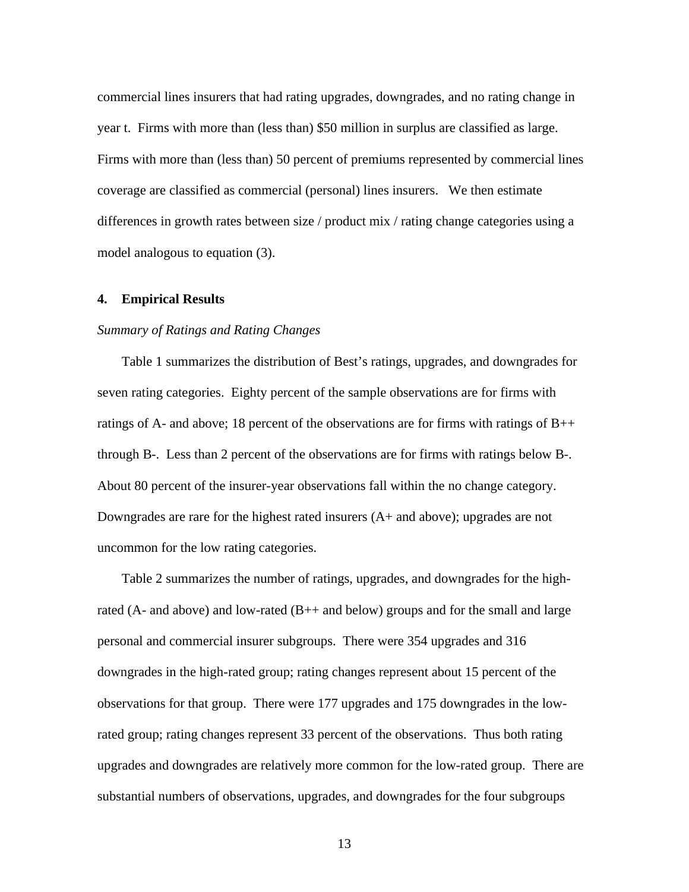commercial lines insurers that had rating upgrades, downgrades, and no rating change in year t. Firms with more than (less than) $50 million in surplus are classified as large. Firms with more than (less than) 50 percent of premiums represented by commercial lines coverage are classified as commercial (personal) lines insurers. We then estimate differences in growth rates between size / product mix / rating change categories using a model analogous to equation (3).

## 4. Empirical Results

*Summary of Ratings and Rating Changes*

Table 1 summarizes the distribution of Best's ratings, upgrades, and downgrades for seven rating categories. Eighty percent of the sample observations are for firms with ratings of A- and above; 18 percent of the observations are for firms with ratings of B++ through B-. Less than 2 percent of the observations are for firms with ratings below B-. About 80 percent of the insurer-year observations fall within the no change category. Downgrades are rare for the highest rated insurers (A+ and above); upgrades are not uncommon for the low rating categories.

Table 2 summarizes the number of ratings, upgrades, and downgrades for the high-rated (A- and above) and low-rated (B++ and below) groups and for the small and large personal and commercial insurer subgroups. There were 354 upgrades and 316 downgrades in the high-rated group; rating changes represent about 15 percent of the observations for that group. There were 177 upgrades and 175 downgrades in the low-rated group; rating changes represent 33 percent of the observations. Thus both rating upgrades and downgrades are relatively more common for the low-rated group. There are substantial numbers of observations, upgrades, and downgrades for the four subgroups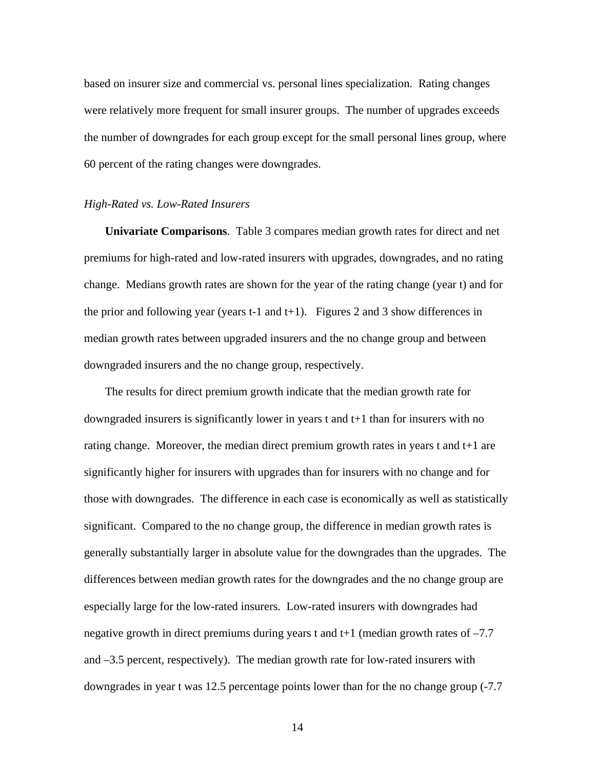based on insurer size and commercial vs. personal lines specialization. Rating changes were relatively more frequent for small insurer groups. The number of upgrades exceeds the number of downgrades for each group except for the small personal lines group, where 60 percent of the rating changes were downgrades.

*High-Rated vs. Low-Rated Insurers*

**Univariate Comparisons**. Table 3 compares median growth rates for direct and net premiums for high-rated and low-rated insurers with upgrades, downgrades, and no rating change. Medians growth rates are shown for the year of the rating change (year t) and for the prior and following year (years t-1 and t+1). Figures 2 and 3 show differences in median growth rates between upgraded insurers and the no change group and between downgraded insurers and the no change group, respectively.

The results for direct premium growth indicate that the median growth rate for downgraded insurers is significantly lower in years t and t+1 than for insurers with no rating change. Moreover, the median direct premium growth rates in years t and t+1 are significantly higher for insurers with upgrades than for insurers with no change and for those with downgrades. The difference in each case is economically as well as statistically significant. Compared to the no change group, the difference in median growth rates is generally substantially larger in absolute value for the downgrades than the upgrades. The differences between median growth rates for the downgrades and the no change group are especially large for the low-rated insurers. Low-rated insurers with downgrades had negative growth in direct premiums during years t and t+1 (median growth rates of –7.7 and –3.5 percent, respectively). The median growth rate for low-rated insurers with downgrades in year t was 12.5 percentage points lower than for the no change group (-7.7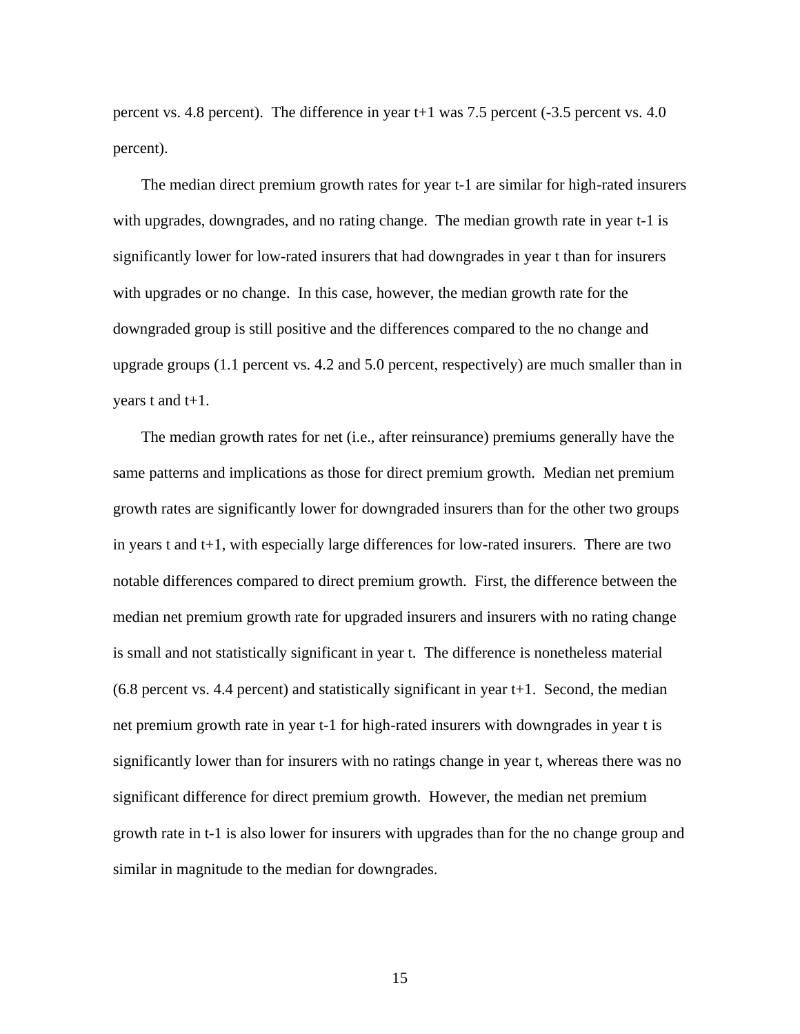percent vs. 4.8 percent). The difference in year t+1 was 7.5 percent (-3.5 percent vs. 4.0 percent).

The median direct premium growth rates for year t-1 are similar for high-rated insurers with upgrades, downgrades, and no rating change. The median growth rate in year t-1 is significantly lower for low-rated insurers that had downgrades in year t than for insurers with upgrades or no change. In this case, however, the median growth rate for the downgraded group is still positive and the differences compared to the no change and upgrade groups (1.1 percent vs. 4.2 and 5.0 percent, respectively) are much smaller than in years t and t+1.

The median growth rates for net (i.e., after reinsurance) premiums generally have the same patterns and implications as those for direct premium growth. Median net premium growth rates are significantly lower for downgraded insurers than for the other two groups in years t and t+1, with especially large differences for low-rated insurers. There are two notable differences compared to direct premium growth. First, the difference between the median net premium growth rate for upgraded insurers and insurers with no rating change is small and not statistically significant in year t. The difference is nonetheless material (6.8 percent vs. 4.4 percent) and statistically significant in year t+1. Second, the median net premium growth rate in year t-1 for high-rated insurers with downgrades in year t is significantly lower than for insurers with no ratings change in year t, whereas there was no significant difference for direct premium growth. However, the median net premium growth rate in t-1 is also lower for insurers with upgrades than for the no change group and similar in magnitude to the median for downgrades.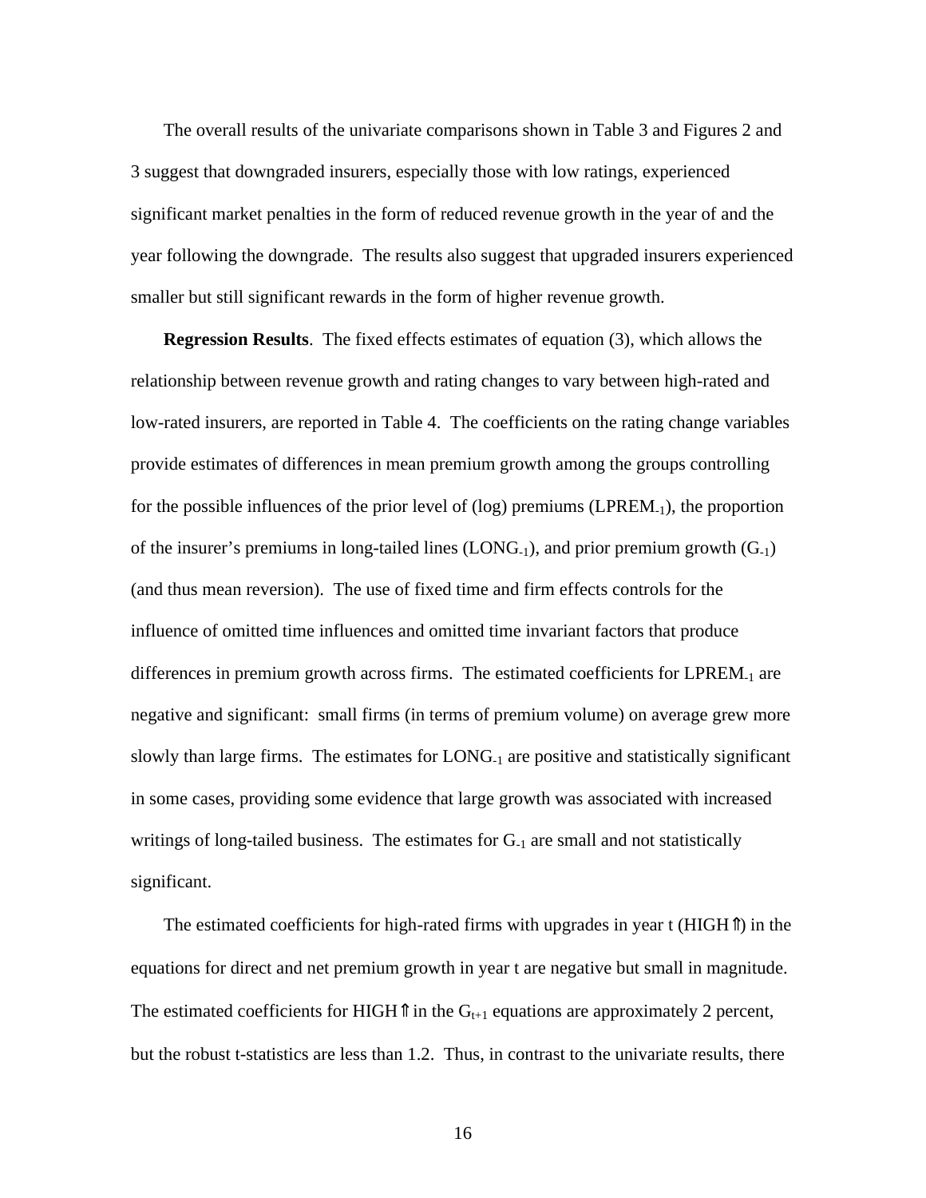The overall results of the univariate comparisons shown in Table 3 and Figures 2 and 3 suggest that downgraded insurers, especially those with low ratings, experienced significant market penalties in the form of reduced revenue growth in the year of and the year following the downgrade. The results also suggest that upgraded insurers experienced smaller but still significant rewards in the form of higher revenue growth.

**Regression Results**. The fixed effects estimates of equation (3), which allows the relationship between revenue growth and rating changes to vary between high-rated and low-rated insurers, are reported in Table 4. The coefficients on the rating change variables provide estimates of differences in mean premium growth among the groups controlling for the possible influences of the prior level of (log) premiums ($LPREM_{-1}$), the proportion of the insurer's premiums in long-tailed lines ($LONG_{-1}$), and prior premium growth ($G_{-1}$) (and thus mean reversion). The use of fixed time and firm effects controls for the influence of omitted time influences and omitted time invariant factors that produce differences in premium growth across firms. The estimated coefficients for $LPREM_{-1}$ are negative and significant: small firms (in terms of premium volume) on average grew more slowly than large firms. The estimates for $LONG_{-1}$ are positive and statistically significant in some cases, providing some evidence that large growth was associated with increased writings of long-tailed business. The estimates for $G_{-1}$ are small and not statistically significant.

The estimated coefficients for high-rated firms with upgrades in year t (HIGH$\Uparrow$) in the equations for direct and net premium growth in year t are negative but small in magnitude. The estimated coefficients for HIGH$\Uparrow$ in the $G_{t+1}$ equations are approximately 2 percent, but the robust t-statistics are less than 1.2. Thus, in contrast to the univariate results, there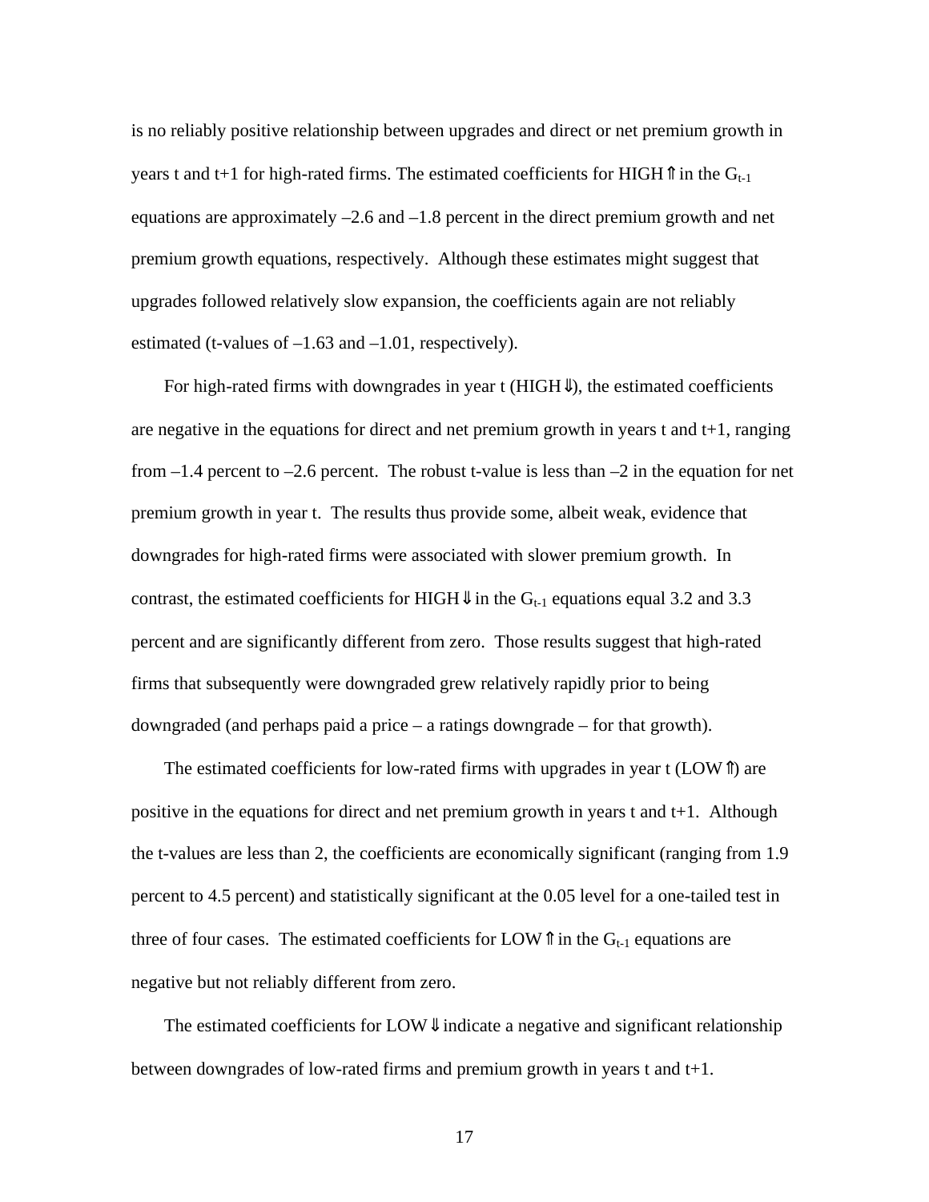is no reliably positive relationship between upgrades and direct or net premium growth in years t and t+1 for high-rated firms. The estimated coefficients for HIGH⇑ in the $G_{t-1}$ equations are approximately –2.6 and –1.8 percent in the direct premium growth and net premium growth equations, respectively. Although these estimates might suggest that upgrades followed relatively slow expansion, the coefficients again are not reliably estimated (t-values of –1.63 and –1.01, respectively).

For high-rated firms with downgrades in year t (HIGH⇓), the estimated coefficients are negative in the equations for direct and net premium growth in years t and t+1, ranging from –1.4 percent to –2.6 percent. The robust t-value is less than –2 in the equation for net premium growth in year t. The results thus provide some, albeit weak, evidence that downgrades for high-rated firms were associated with slower premium growth. In contrast, the estimated coefficients for HIGH⇓ in the $G_{t-1}$ equations equal 3.2 and 3.3 percent and are significantly different from zero. Those results suggest that high-rated firms that subsequently were downgraded grew relatively rapidly prior to being downgraded (and perhaps paid a price – a ratings downgrade – for that growth).

The estimated coefficients for low-rated firms with upgrades in year t (LOW⇑) are positive in the equations for direct and net premium growth in years t and t+1. Although the t-values are less than 2, the coefficients are economically significant (ranging from 1.9 percent to 4.5 percent) and statistically significant at the 0.05 level for a one-tailed test in three of four cases. The estimated coefficients for LOW⇑ in the $G_{t-1}$ equations are negative but not reliably different from zero.

The estimated coefficients for LOW⇓ indicate a negative and significant relationship between downgrades of low-rated firms and premium growth in years t and t+1.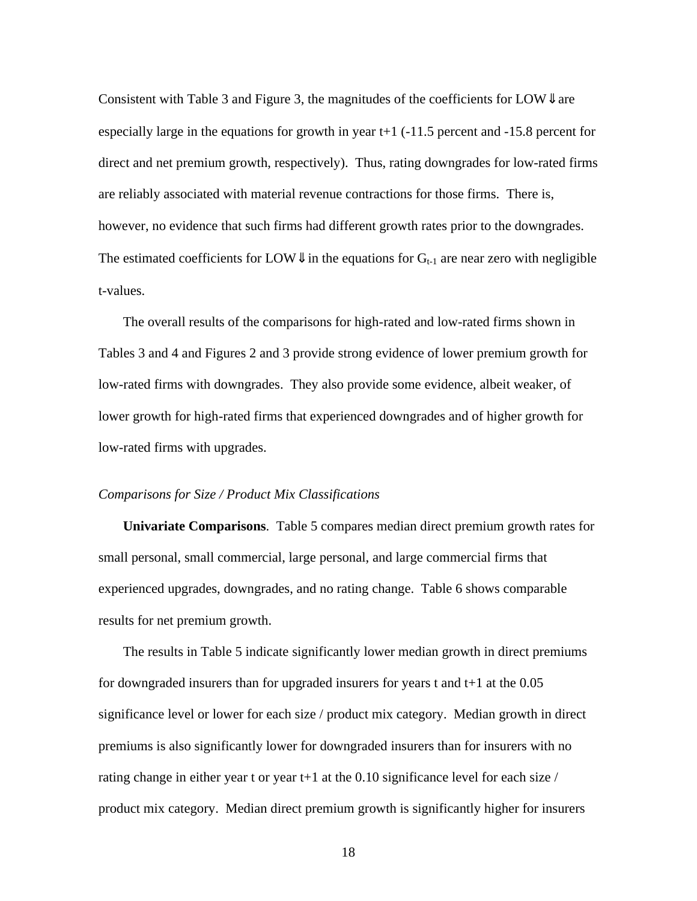Consistent with Table 3 and Figure 3, the magnitudes of the coefficients for LOW⇓ are especially large in the equations for growth in year t+1 (-11.5 percent and -15.8 percent for direct and net premium growth, respectively). Thus, rating downgrades for low-rated firms are reliably associated with material revenue contractions for those firms. There is, however, no evidence that such firms had different growth rates prior to the downgrades. The estimated coefficients for LOW⇓ in the equations for $G_{t-1}$ are near zero with negligible t-values.

The overall results of the comparisons for high-rated and low-rated firms shown in Tables 3 and 4 and Figures 2 and 3 provide strong evidence of lower premium growth for low-rated firms with downgrades. They also provide some evidence, albeit weaker, of lower growth for high-rated firms that experienced downgrades and of higher growth for low-rated firms with upgrades.

*Comparisons for Size / Product Mix Classifications*

**Univariate Comparisons**. Table 5 compares median direct premium growth rates for small personal, small commercial, large personal, and large commercial firms that experienced upgrades, downgrades, and no rating change. Table 6 shows comparable results for net premium growth.

The results in Table 5 indicate significantly lower median growth in direct premiums for downgraded insurers than for upgraded insurers for years t and t+1 at the 0.05 significance level or lower for each size / product mix category. Median growth in direct premiums is also significantly lower for downgraded insurers than for insurers with no rating change in either year t or year t+1 at the 0.10 significance level for each size / product mix category. Median direct premium growth is significantly higher for insurers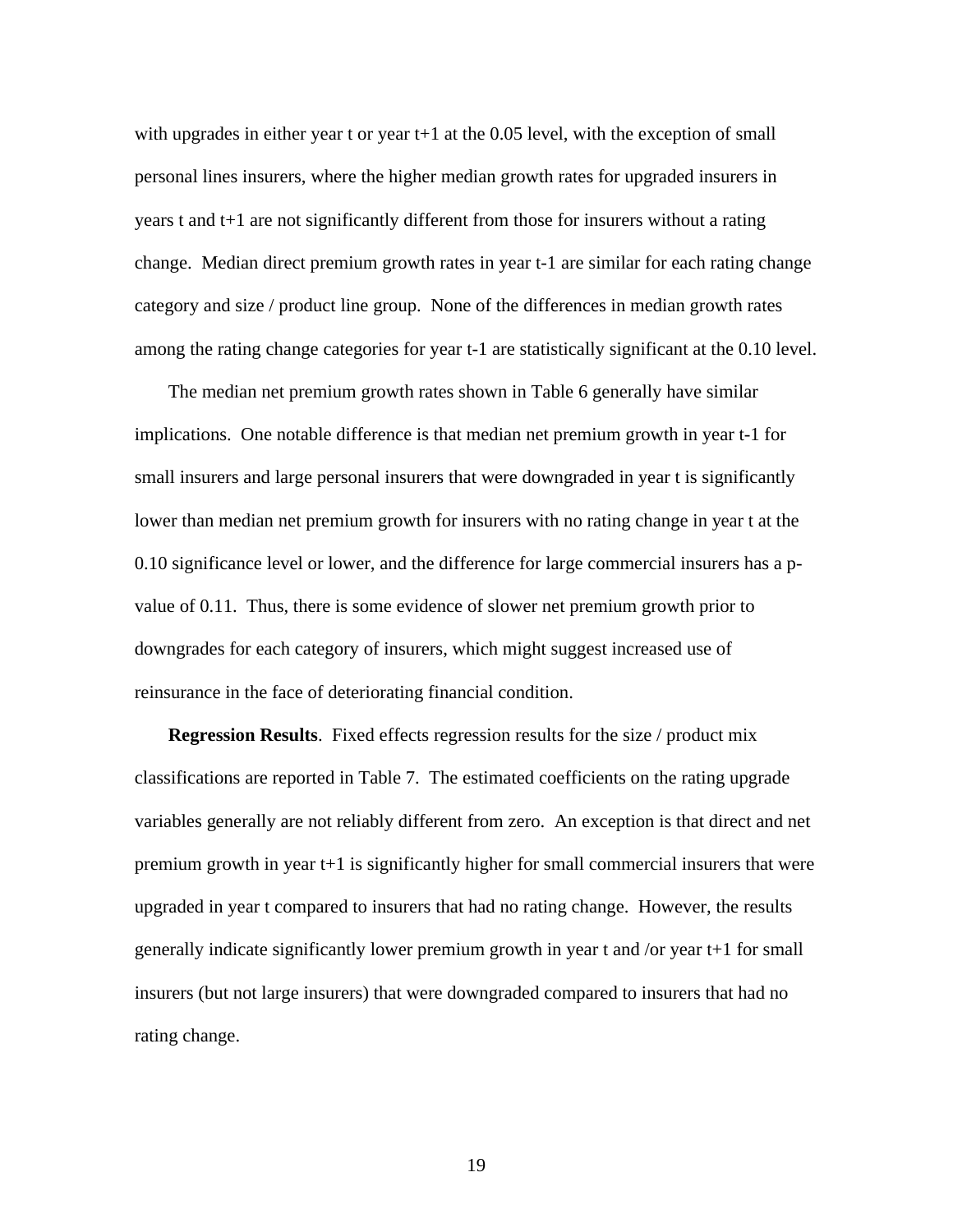with upgrades in either year t or year t+1 at the 0.05 level, with the exception of small personal lines insurers, where the higher median growth rates for upgraded insurers in years t and t+1 are not significantly different from those for insurers without a rating change. Median direct premium growth rates in year t-1 are similar for each rating change category and size / product line group. None of the differences in median growth rates among the rating change categories for year t-1 are statistically significant at the 0.10 level.

The median net premium growth rates shown in Table 6 generally have similar implications. One notable difference is that median net premium growth in year t-1 for small insurers and large personal insurers that were downgraded in year t is significantly lower than median net premium growth for insurers with no rating change in year t at the 0.10 significance level or lower, and the difference for large commercial insurers has a p-value of 0.11. Thus, there is some evidence of slower net premium growth prior to downgrades for each category of insurers, which might suggest increased use of reinsurance in the face of deteriorating financial condition.

**Regression Results**. Fixed effects regression results for the size / product mix classifications are reported in Table 7. The estimated coefficients on the rating upgrade variables generally are not reliably different from zero. An exception is that direct and net premium growth in year t+1 is significantly higher for small commercial insurers that were upgraded in year t compared to insurers that had no rating change. However, the results generally indicate significantly lower premium growth in year t and /or year t+1 for small insurers (but not large insurers) that were downgraded compared to insurers that had no rating change.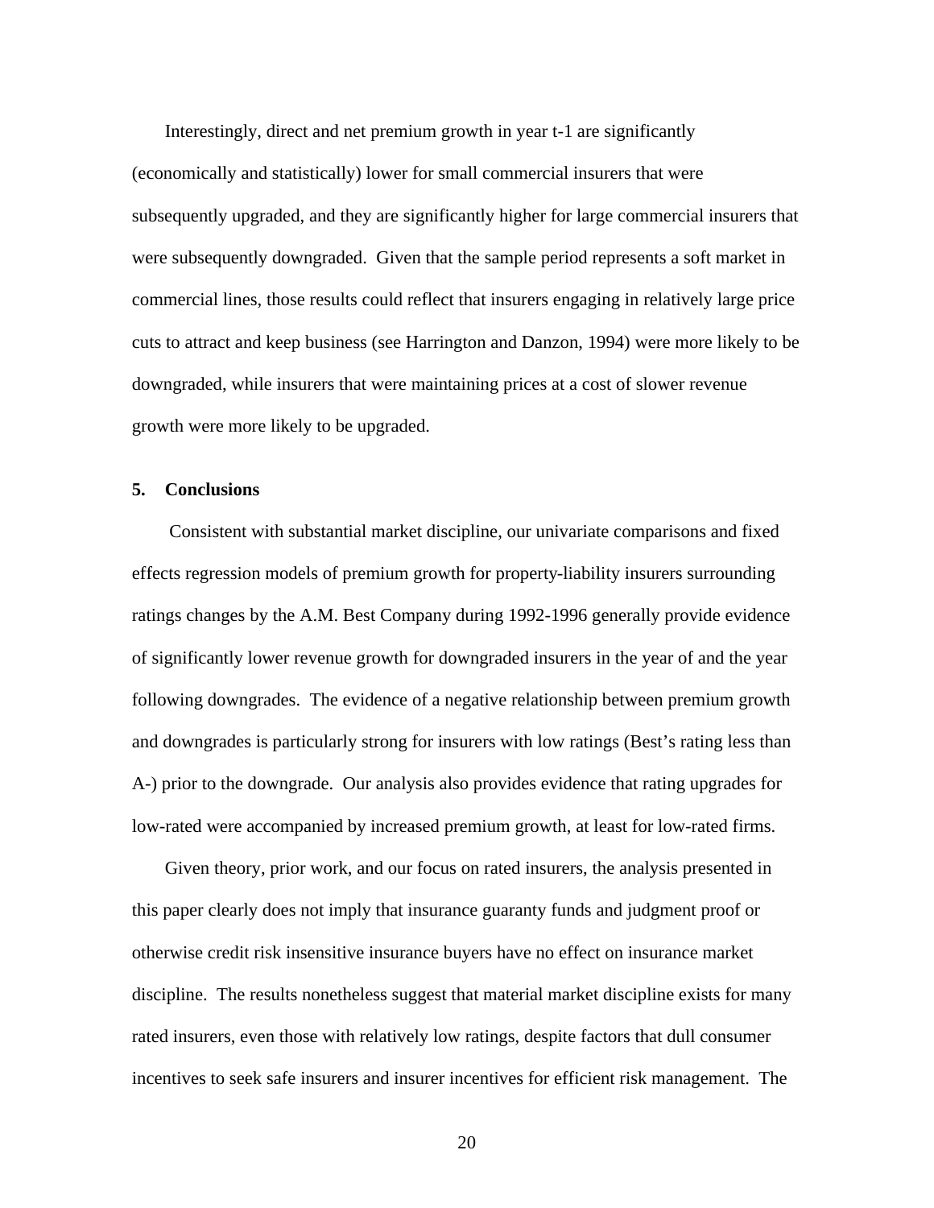Interestingly, direct and net premium growth in year t-1 are significantly (economically and statistically) lower for small commercial insurers that were subsequently upgraded, and they are significantly higher for large commercial insurers that were subsequently downgraded. Given that the sample period represents a soft market in commercial lines, those results could reflect that insurers engaging in relatively large price cuts to attract and keep business (see Harrington and Danzon, 1994) were more likely to be downgraded, while insurers that were maintaining prices at a cost of slower revenue growth were more likely to be upgraded.

## 5. Conclusions

Consistent with substantial market discipline, our univariate comparisons and fixed effects regression models of premium growth for property-liability insurers surrounding ratings changes by the A.M. Best Company during 1992-1996 generally provide evidence of significantly lower revenue growth for downgraded insurers in the year of and the year following downgrades. The evidence of a negative relationship between premium growth and downgrades is particularly strong for insurers with low ratings (Best's rating less than A-) prior to the downgrade. Our analysis also provides evidence that rating upgrades for low-rated were accompanied by increased premium growth, at least for low-rated firms.

Given theory, prior work, and our focus on rated insurers, the analysis presented in this paper clearly does not imply that insurance guaranty funds and judgment proof or otherwise credit risk insensitive insurance buyers have no effect on insurance market discipline. The results nonetheless suggest that material market discipline exists for many rated insurers, even those with relatively low ratings, despite factors that dull consumer incentives to seek safe insurers and insurer incentives for efficient risk management. The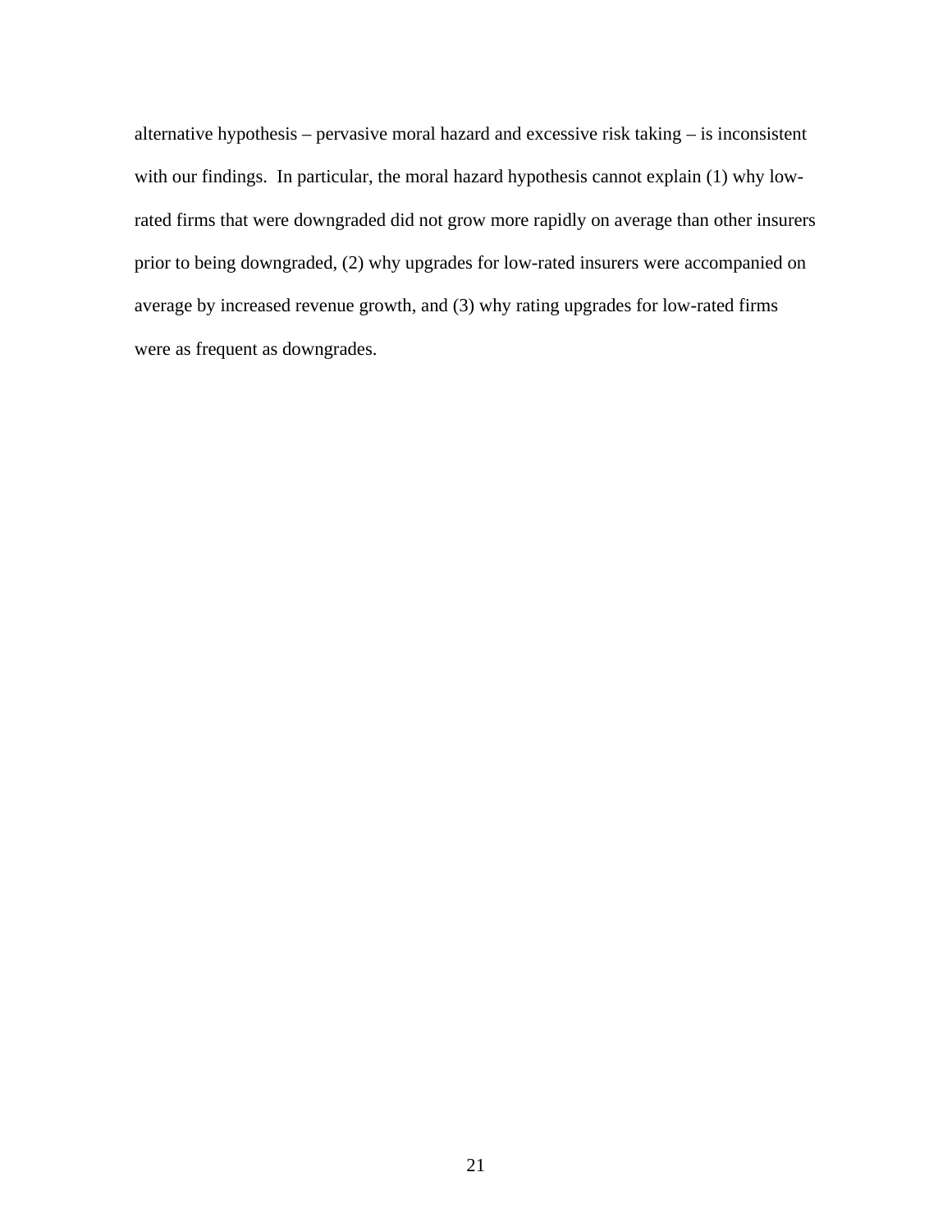alternative hypothesis – pervasive moral hazard and excessive risk taking – is inconsistent with our findings. In particular, the moral hazard hypothesis cannot explain (1) why low-rated firms that were downgraded did not grow more rapidly on average than other insurers prior to being downgraded, (2) why upgrades for low-rated insurers were accompanied on average by increased revenue growth, and (3) why rating upgrades for low-rated firms were as frequent as downgrades.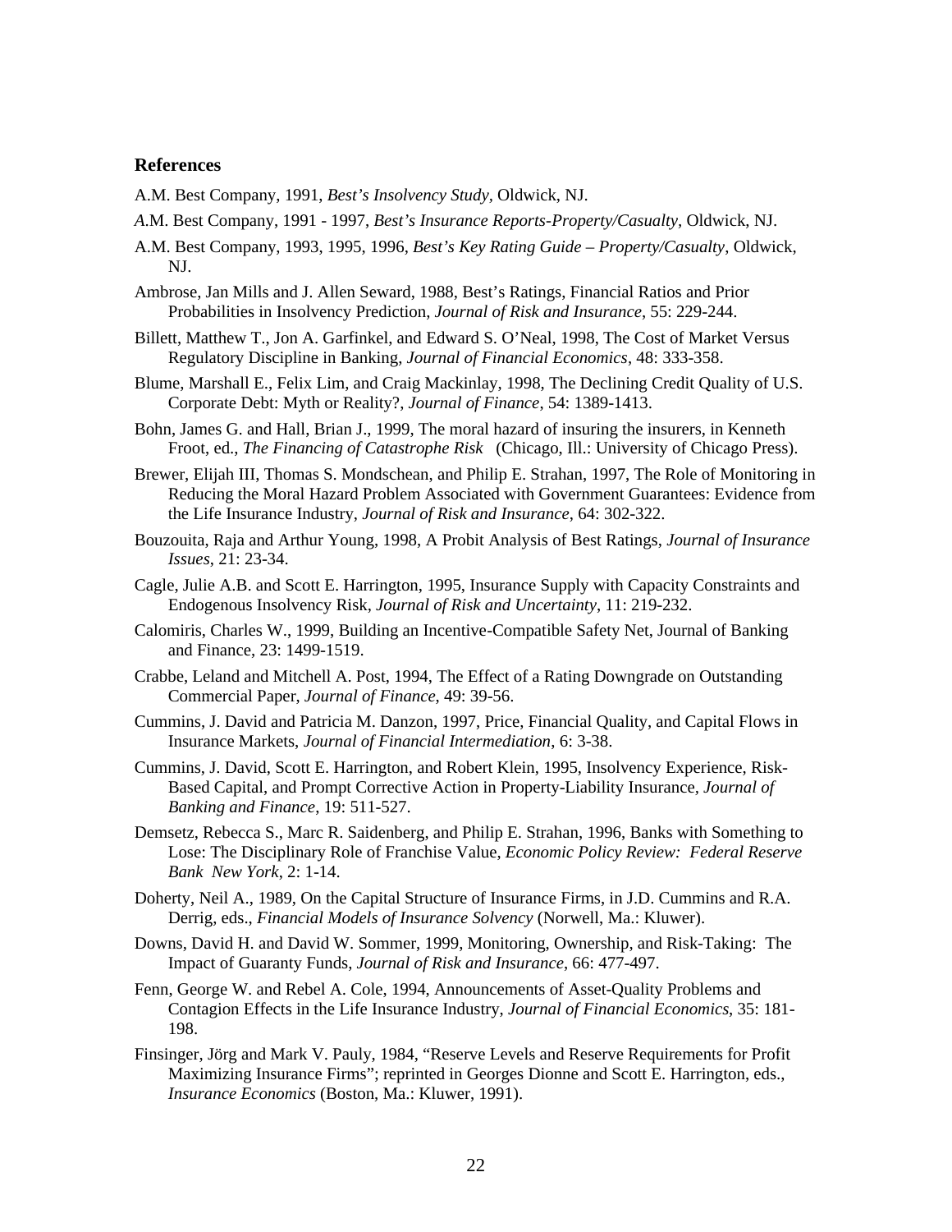## References

A.M. Best Company, 1991, *Best's Insolvency Study*, Oldwick, NJ.

*A*.M. Best Company, 1991 - 1997, *Best's Insurance Reports-Property/Casualty*, Oldwick, NJ.

A.M. Best Company, 1993, 1995, 1996, *Best's Key Rating Guide – Property/Casualty*, Oldwick, NJ.

Ambrose, Jan Mills and J. Allen Seward, 1988, Best's Ratings, Financial Ratios and Prior Probabilities in Insolvency Prediction, *Journal of Risk and Insurance*, 55: 229-244.

Billett, Matthew T., Jon A. Garfinkel, and Edward S. O'Neal, 1998, The Cost of Market Versus Regulatory Discipline in Banking, *Journal of Financial Economics*, 48: 333-358.

Blume, Marshall E., Felix Lim, and Craig Mackinlay, 1998, The Declining Credit Quality of U.S. Corporate Debt: Myth or Reality?, *Journal of Finance*, 54: 1389-1413.

Bohn, James G. and Hall, Brian J., 1999, The moral hazard of insuring the insurers, in Kenneth Froot, ed., *The Financing of Catastrophe Risk* (Chicago, Ill.: University of Chicago Press).

Brewer, Elijah III, Thomas S. Mondschean, and Philip E. Strahan, 1997, The Role of Monitoring in Reducing the Moral Hazard Problem Associated with Government Guarantees: Evidence from the Life Insurance Industry, *Journal of Risk and Insurance*, 64: 302-322.

Bouzouita, Raja and Arthur Young, 1998, A Probit Analysis of Best Ratings, *Journal of Insurance Issues*, 21: 23-34.

Cagle, Julie A.B. and Scott E. Harrington, 1995, Insurance Supply with Capacity Constraints and Endogenous Insolvency Risk, *Journal of Risk and Uncertainty*, 11: 219-232.

Calomiris, Charles W., 1999, Building an Incentive-Compatible Safety Net, Journal of Banking and Finance, 23: 1499-1519.

Crabbe, Leland and Mitchell A. Post, 1994, The Effect of a Rating Downgrade on Outstanding Commercial Paper, *Journal of Finance*, 49: 39-56.

Cummins, J. David and Patricia M. Danzon, 1997, Price, Financial Quality, and Capital Flows in Insurance Markets, *Journal of Financial Intermediation*, 6: 3-38.

Cummins, J. David, Scott E. Harrington, and Robert Klein, 1995, Insolvency Experience, Risk-Based Capital, and Prompt Corrective Action in Property-Liability Insurance, *Journal of Banking and Finance*, 19: 511-527.

Demsetz, Rebecca S., Marc R. Saidenberg, and Philip E. Strahan, 1996, Banks with Something to Lose: The Disciplinary Role of Franchise Value, *Economic Policy Review: Federal Reserve Bank New York*, 2: 1-14.

Doherty, Neil A., 1989, On the Capital Structure of Insurance Firms, in J.D. Cummins and R.A. Derrig, eds., *Financial Models of Insurance Solvency* (Norwell, Ma.: Kluwer).

Downs, David H. and David W. Sommer, 1999, Monitoring, Ownership, and Risk-Taking: The Impact of Guaranty Funds, *Journal of Risk and Insurance*, 66: 477-497.

Fenn, George W. and Rebel A. Cole, 1994, Announcements of Asset-Quality Problems and Contagion Effects in the Life Insurance Industry, *Journal of Financial Economics*, 35: 181-198.

Finsinger, Jörg and Mark V. Pauly, 1984, "Reserve Levels and Reserve Requirements for Profit Maximizing Insurance Firms"; reprinted in Georges Dionne and Scott E. Harrington, eds., *Insurance Economics* (Boston, Ma.: Kluwer, 1991).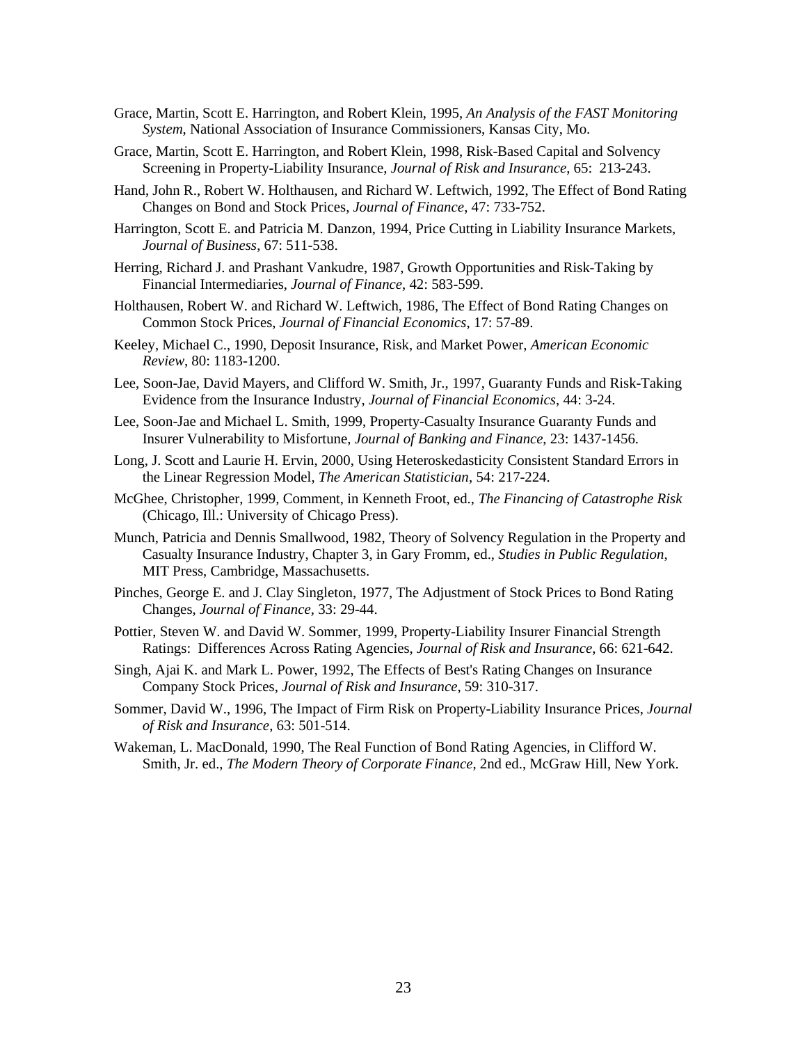Grace, Martin, Scott E. Harrington, and Robert Klein, 1995, *An Analysis of the FAST Monitoring System*, National Association of Insurance Commissioners, Kansas City, Mo.

Grace, Martin, Scott E. Harrington, and Robert Klein, 1998, Risk-Based Capital and Solvency Screening in Property-Liability Insurance, *Journal of Risk and Insurance*, 65: 213-243.

Hand, John R., Robert W. Holthausen, and Richard W. Leftwich, 1992, The Effect of Bond Rating Changes on Bond and Stock Prices, *Journal of Finance*, 47: 733-752.

Harrington, Scott E. and Patricia M. Danzon, 1994, Price Cutting in Liability Insurance Markets, *Journal of Business*, 67: 511-538.

Herring, Richard J. and Prashant Vankudre, 1987, Growth Opportunities and Risk-Taking by Financial Intermediaries, *Journal of Finance*, 42: 583-599.

Holthausen, Robert W. and Richard W. Leftwich, 1986, The Effect of Bond Rating Changes on Common Stock Prices, *Journal of Financial Economics*, 17: 57-89.

Keeley, Michael C., 1990, Deposit Insurance, Risk, and Market Power, *American Economic Review*, 80: 1183-1200.

Lee, Soon-Jae, David Mayers, and Clifford W. Smith, Jr., 1997, Guaranty Funds and Risk-Taking Evidence from the Insurance Industry, *Journal of Financial Economics*, 44: 3-24.

Lee, Soon-Jae and Michael L. Smith, 1999, Property-Casualty Insurance Guaranty Funds and Insurer Vulnerability to Misfortune, *Journal of Banking and Finance*, 23: 1437-1456.

Long, J. Scott and Laurie H. Ervin, 2000, Using Heteroskedasticity Consistent Standard Errors in the Linear Regression Model, *The American Statistician*, 54: 217-224.

McGhee, Christopher, 1999, Comment, in Kenneth Froot, ed., *The Financing of Catastrophe Risk* (Chicago, Ill.: University of Chicago Press).

Munch, Patricia and Dennis Smallwood, 1982, Theory of Solvency Regulation in the Property and Casualty Insurance Industry, Chapter 3, in Gary Fromm, ed., *Studies in Public Regulation*, MIT Press, Cambridge, Massachusetts.

Pinches, George E. and J. Clay Singleton, 1977, The Adjustment of Stock Prices to Bond Rating Changes, *Journal of Finance*, 33: 29-44.

Pottier, Steven W. and David W. Sommer, 1999, Property-Liability Insurer Financial Strength Ratings: Differences Across Rating Agencies, *Journal of Risk and Insurance*, 66: 621-642.

Singh, Ajai K. and Mark L. Power, 1992, The Effects of Best's Rating Changes on Insurance Company Stock Prices, *Journal of Risk and Insurance*, 59: 310-317.

Sommer, David W., 1996, The Impact of Firm Risk on Property-Liability Insurance Prices, *Journal of Risk and Insurance*, 63: 501-514.

Wakeman, L. MacDonald, 1990, The Real Function of Bond Rating Agencies, in Clifford W. Smith, Jr. ed., *The Modern Theory of Corporate Finance*, 2nd ed., McGraw Hill, New York.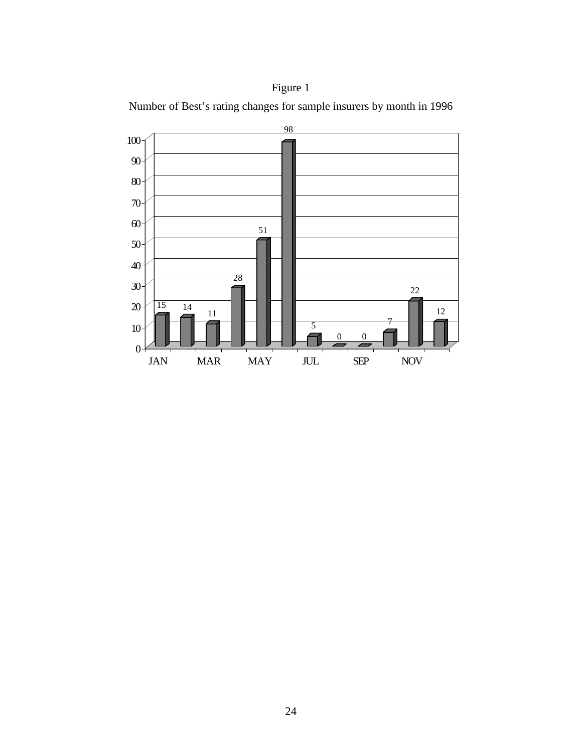Figure 1

Number of Best's rating changes for sample insurers by month in 1996

| Month | Number of rating changes |
| --- | --- |
| JAN | 15 |
| FEB | 14 |
| MAR | 11 |
| APR | 28 |
| MAY | 51 |
| JUN | 98 |
| JUL | 5 |
| AUG | 0 |
| SEP | 0 |
| OCT | 7 |
| NOV | 22 |
| DEC | 12 |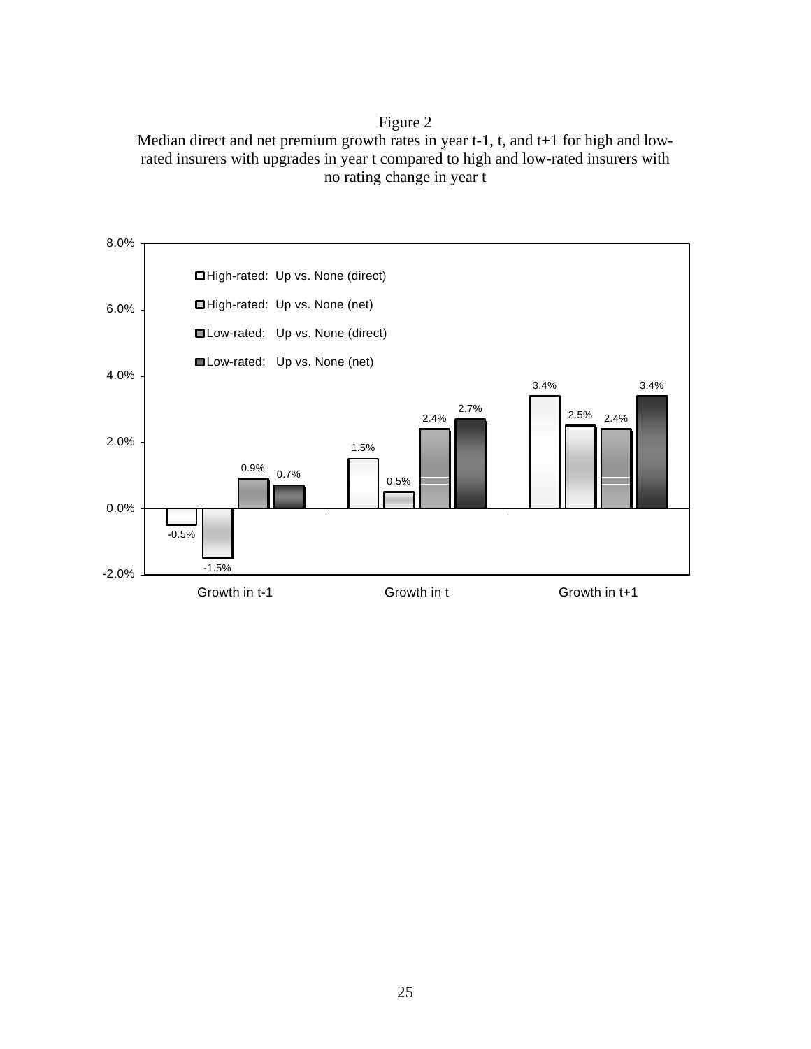Figure 2

Median direct and net premium growth rates in year t-1, t, and t+1 for high and low-rated insurers with upgrades in year t compared to high and low-rated insurers with no rating change in year t

| | High-rated: Up vs. None (direct) | High-rated: Up vs. None (net) | Low-rated: Up vs. None (direct) | Low-rated: Up vs. None (net) |
|---|---|---|---|---|
| Growth in t-1 | -0.5% | -1.5% | 0.9% | 0.7% |
| Growth in t | 1.5% | 0.5% | 2.4% | 2.7% |
| Growth in t+1 | 3.4% | 2.5% | 2.4% | 3.4% |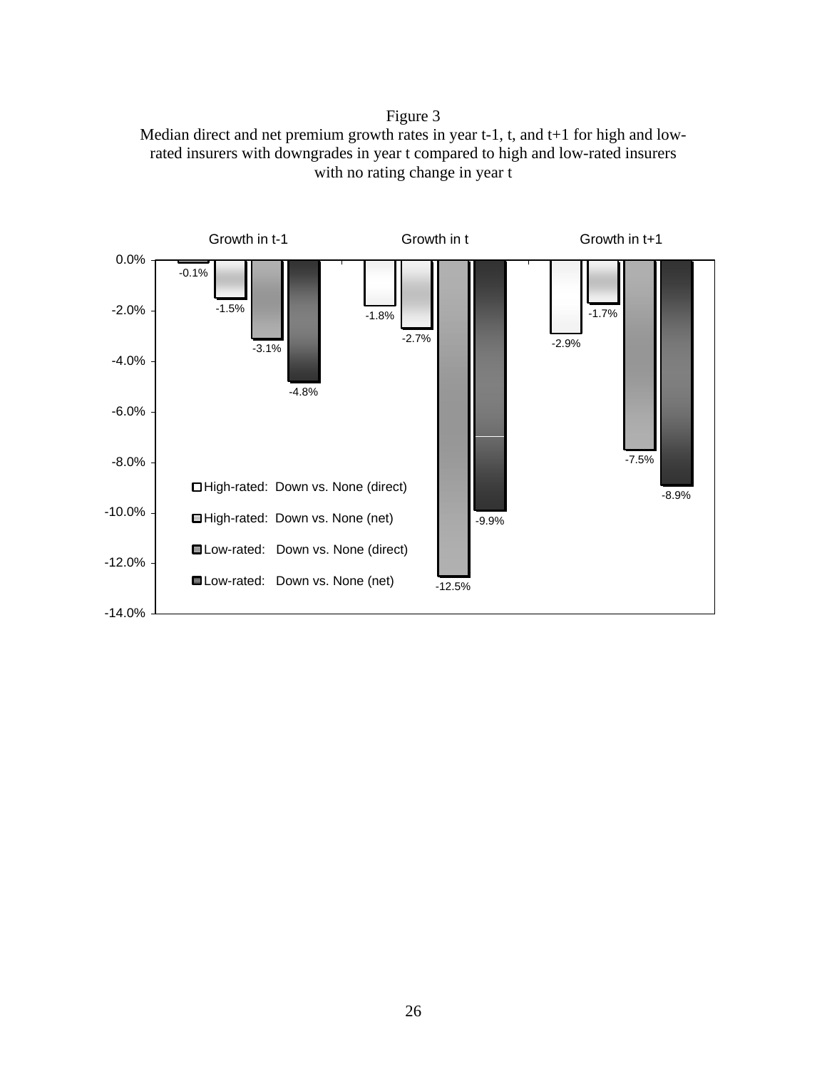Figure 3
Median direct and net premium growth rates in year t-1, t, and t+1 for high and low-rated insurers with downgrades in year t compared to high and low-rated insurers with no rating change in year t

| | Growth in t-1 | Growth in t | Growth in t+1 |
|---|---|---|---|
| High-rated: Down vs. None (direct) | -0.1% | -1.8% | -2.9% |
| High-rated: Down vs. None (net) | -1.5% | -2.7% | -1.7% |
| Low-rated: Down vs. None (direct) | -3.1% | -12.5% | -7.5% |
| Low-rated: Down vs. None (net) | -4.8% | -9.9% | -8.9% |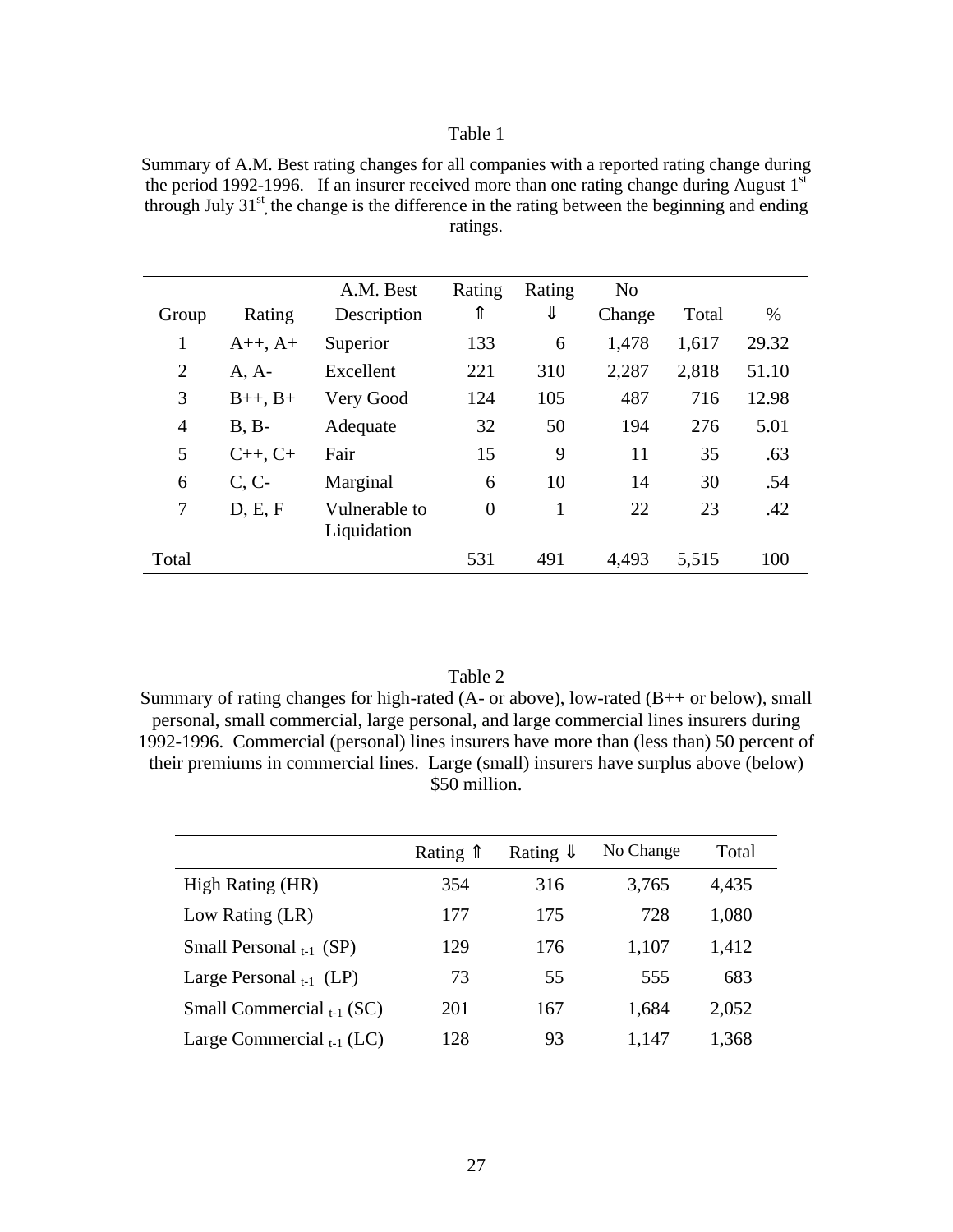Table 1

Summary of A.M. Best rating changes for all companies with a reported rating change during the period 1992-1996. If an insurer received more than one rating change during August 1[st] through July 31[st], the change is the difference in the rating between the beginning and ending ratings.

| Group | Rating | A.M. Best Description | Rating ⇑ | Rating ⇓ | No Change | Total | % |
|---|---|---|---|---|---|---|---|
| 1 | A++, A+ | Superior | 133 | 6 | 1,478 | 1,617 | 29.32 |
| 2 | A, A- | Excellent | 221 | 310 | 2,287 | 2,818 | 51.10 |
| 3 | B++, B+ | Very Good | 124 | 105 | 487 | 716 | 12.98 |
| 4 | B, B- | Adequate | 32 | 50 | 194 | 276 | 5.01 |
| 5 | C++, C+ | Fair | 15 | 9 | 11 | 35 | .63 |
| 6 | C, C- | Marginal | 6 | 10 | 14 | 30 | .54 |
| 7 | D, E, F | Vulnerable to Liquidation | 0 | 1 | 22 | 23 | .42 |
| Total | | | 531 | 491 | 4,493 | 5,515 | 100 |

Table 2

Summary of rating changes for high-rated (A- or above), low-rated (B++ or below), small personal, small commercial, large personal, and large commercial lines insurers during 1992-1996. Commercial (personal) lines insurers have more than (less than) 50 percent of their premiums in commercial lines. Large (small) insurers have surplus above (below) $50 million.

| | Rating ⇑ | Rating ⇓ | No Change | Total |
|---|---|---|---|---|
| High Rating (HR) | 354 | 316 | 3,765 | 4,435 |
| Low Rating (LR) | 177 | 175 | 728 | 1,080 |
| Small Personal $_{t-1}$ (SP) | 129 | 176 | 1,107 | 1,412 |
| Large Personal $_{t-1}$ (LP) | 73 | 55 | 555 | 683 |
| Small Commercial $_{t-1}$ (SC) | 201 | 167 | 1,684 | 2,052 |
| Large Commercial $_{t-1}$ (LC) | 128 | 93 | 1,147 | 1,368 |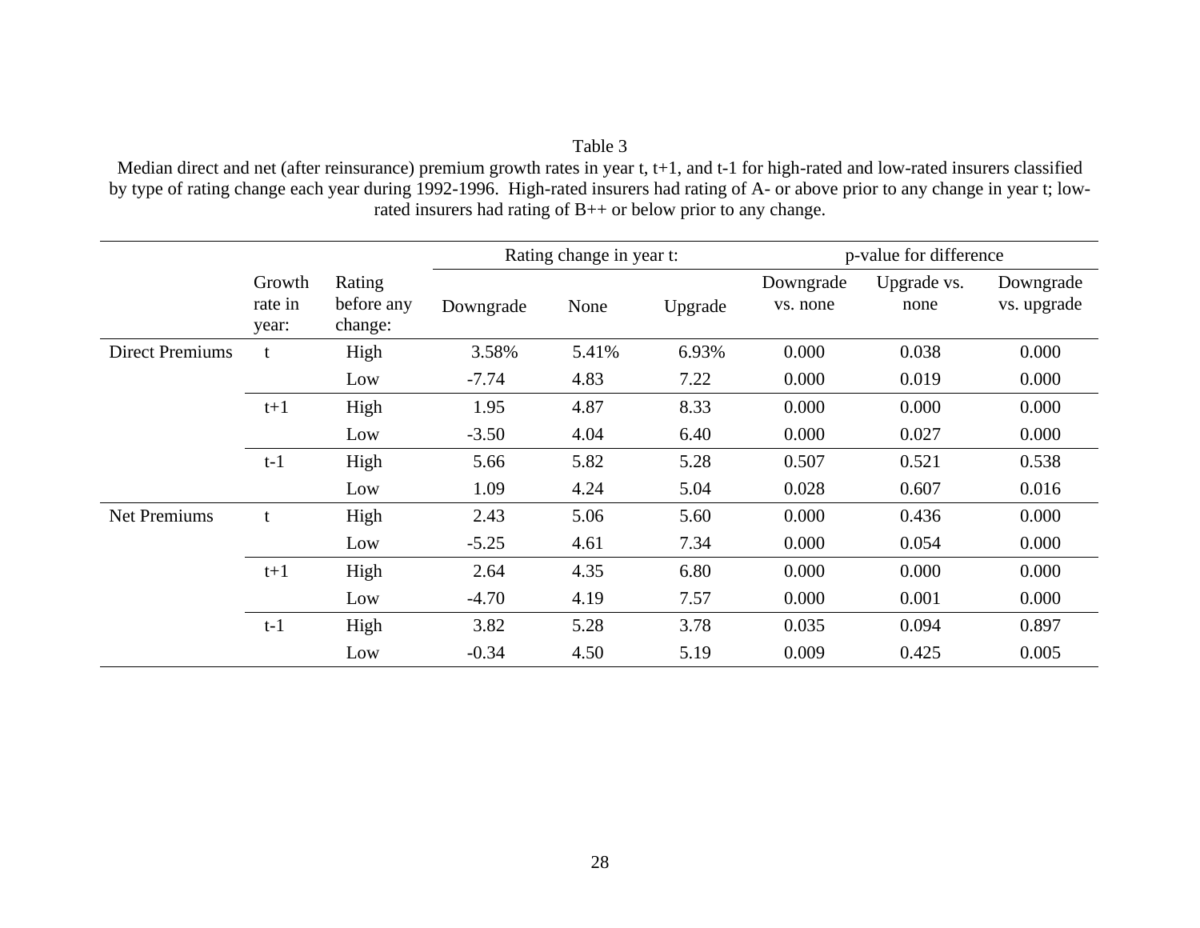Table 3

Median direct and net (after reinsurance) premium growth rates in year t, t+1, and t-1 for high-rated and low-rated insurers classified by type of rating change each year during 1992-1996. High-rated insurers had rating of A- or above prior to any change in year t; low-rated insurers had rating of B++ or below prior to any change.

| | Growth rate in year: | Rating before any change: | Rating change in year t: | | | p-value for difference | | |
|---|---|---|---|---|---|---|---|---|
| | | | Downgrade | None | Upgrade | Downgrade vs. none | Upgrade vs. none | Downgrade vs. upgrade |
| Direct Premiums | t | High | 3.58% | 5.41% | 6.93% | 0.000 | 0.038 | 0.000 |
| | | Low | -7.74 | 4.83 | 7.22 | 0.000 | 0.019 | 0.000 |
| | t+1 | High | 1.95 | 4.87 | 8.33 | 0.000 | 0.000 | 0.000 |
| | | Low | -3.50 | 4.04 | 6.40 | 0.000 | 0.027 | 0.000 |
| | t-1 | High | 5.66 | 5.82 | 5.28 | 0.507 | 0.521 | 0.538 |
| | | Low | 1.09 | 4.24 | 5.04 | 0.028 | 0.607 | 0.016 |
| Net Premiums | t | High | 2.43 | 5.06 | 5.60 | 0.000 | 0.436 | 0.000 |
| | | Low | -5.25 | 4.61 | 7.34 | 0.000 | 0.054 | 0.000 |
| | t+1 | High | 2.64 | 4.35 | 6.80 | 0.000 | 0.000 | 0.000 |
| | | Low | -4.70 | 4.19 | 7.57 | 0.000 | 0.001 | 0.000 |
| | t-1 | High | 3.82 | 5.28 | 3.78 | 0.035 | 0.094 | 0.897 |
| | | Low | -0.34 | 4.50 | 5.19 | 0.009 | 0.425 | 0.005 |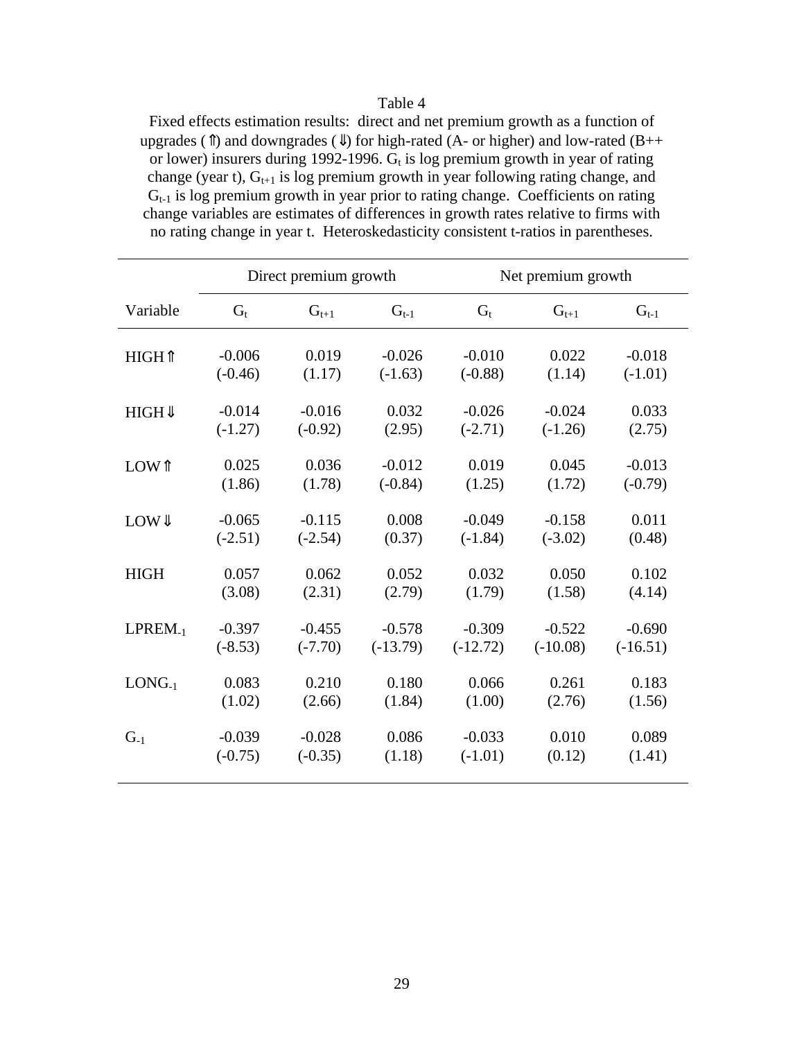Table 4

Fixed effects estimation results: direct and net premium growth as a function of upgrades (⇑) and downgrades (⇓) for high-rated (A- or higher) and low-rated (B++ or lower) insurers during 1992-1996. $G_t$ is log premium growth in year of rating change (year t), $G_{t+1}$ is log premium growth in year following rating change, and $G_{t-1}$ is log premium growth in year prior to rating change. Coefficients on rating change variables are estimates of differences in growth rates relative to firms with no rating change in year t. Heteroskedasticity consistent t-ratios in parentheses.

| | Direct premium growth | | | Net premium growth | | |
|---|---|---|---|---|---|---|
| Variable | $G_t$ | $G_{t+1}$ | $G_{t-1}$ | $G_t$ | $G_{t+1}$ | $G_{t-1}$ |
| HIGH⇑ | -0.006 | 0.019 | -0.026 | -0.010 | 0.022 | -0.018 |
| | (-0.46) | (1.17) | (-1.63) | (-0.88) | (1.14) | (-1.01) |
| HIGH⇓ | -0.014 | -0.016 | 0.032 | -0.026 | -0.024 | 0.033 |
| | (-1.27) | (-0.92) | (2.95) | (-2.71) | (-1.26) | (2.75) |
| LOW⇑ | 0.025 | 0.036 | -0.012 | 0.019 | 0.045 | -0.013 |
| | (1.86) | (1.78) | (-0.84) | (1.25) | (1.72) | (-0.79) |
| LOW⇓ | -0.065 | -0.115 | 0.008 | -0.049 | -0.158 | 0.011 |
| | (-2.51) | (-2.54) | (0.37) | (-1.84) | (-3.02) | (0.48) |
| HIGH | 0.057 | 0.062 | 0.052 | 0.032 | 0.050 | 0.102 |
| | (3.08) | (2.31) | (2.79) | (1.79) | (1.58) | (4.14) |
| $LPREM_{-1}$ | -0.397 | -0.455 | -0.578 | -0.309 | -0.522 | -0.690 |
| | (-8.53) | (-7.70) | (-13.79) | (-12.72) | (-10.08) | (-16.51) |
| $LONG_{-1}$ | 0.083 | 0.210 | 0.180 | 0.066 | 0.261 | 0.183 |
| | (1.02) | (2.66) | (1.84) | (1.00) | (2.76) | (1.56) |
| $G_{-1}$ | -0.039 | -0.028 | 0.086 | -0.033 | 0.010 | 0.089 |
| | (-0.75) | (-0.35) | (1.18) | (-1.01) | (0.12) | (1.41) |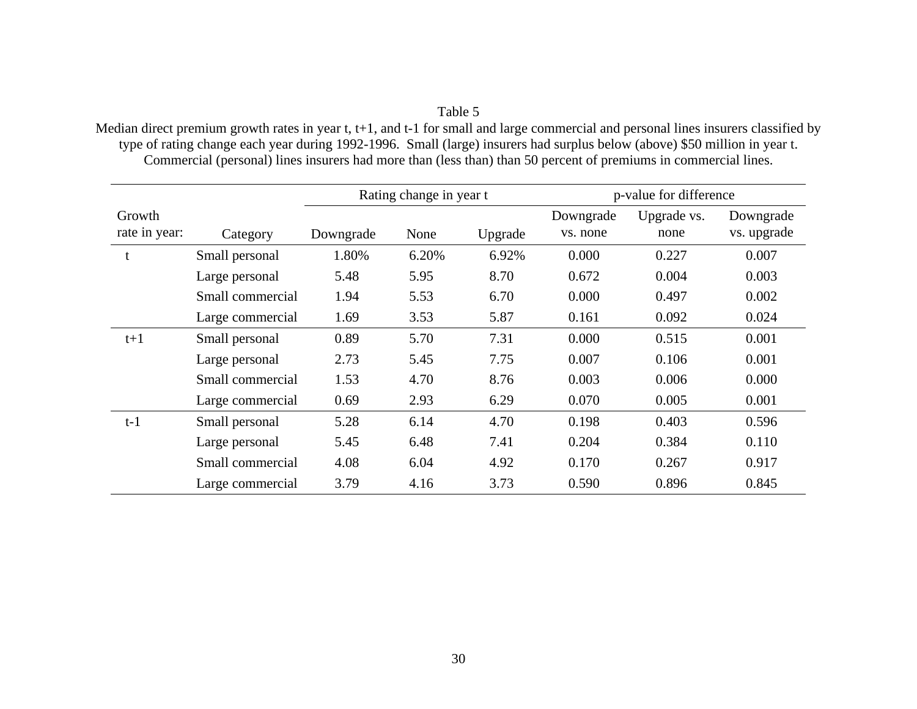Table 5

Median direct premium growth rates in year t, t+1, and t-1 for small and large commercial and personal lines insurers classified by type of rating change each year during 1992-1996. Small (large) insurers had surplus below (above) $50 million in year t. Commercial (personal) lines insurers had more than (less than) than 50 percent of premiums in commercial lines.

| | | Rating change in year t | | | p-value for difference | | |
|---|---|---|---|---|---|---|---|
| Growth rate in year: | Category | Downgrade | None | Upgrade | Downgrade vs. none | Upgrade vs. none | Downgrade vs. upgrade |
| t | Small personal | 1.80% | 6.20% | 6.92% | 0.000 | 0.227 | 0.007 |
| | Large personal | 5.48 | 5.95 | 8.70 | 0.672 | 0.004 | 0.003 |
| | Small commercial | 1.94 | 5.53 | 6.70 | 0.000 | 0.497 | 0.002 |
| | Large commercial | 1.69 | 3.53 | 5.87 | 0.161 | 0.092 | 0.024 |
| t+1 | Small personal | 0.89 | 5.70 | 7.31 | 0.000 | 0.515 | 0.001 |
| | Large personal | 2.73 | 5.45 | 7.75 | 0.007 | 0.106 | 0.001 |
| | Small commercial | 1.53 | 4.70 | 8.76 | 0.003 | 0.006 | 0.000 |
| | Large commercial | 0.69 | 2.93 | 6.29 | 0.070 | 0.005 | 0.001 |
| t-1 | Small personal | 5.28 | 6.14 | 4.70 | 0.198 | 0.403 | 0.596 |
| | Large personal | 5.45 | 6.48 | 7.41 | 0.204 | 0.384 | 0.110 |
| | Small commercial | 4.08 | 6.04 | 4.92 | 0.170 | 0.267 | 0.917 |
| | Large commercial | 3.79 | 4.16 | 3.73 | 0.590 | 0.896 | 0.845 |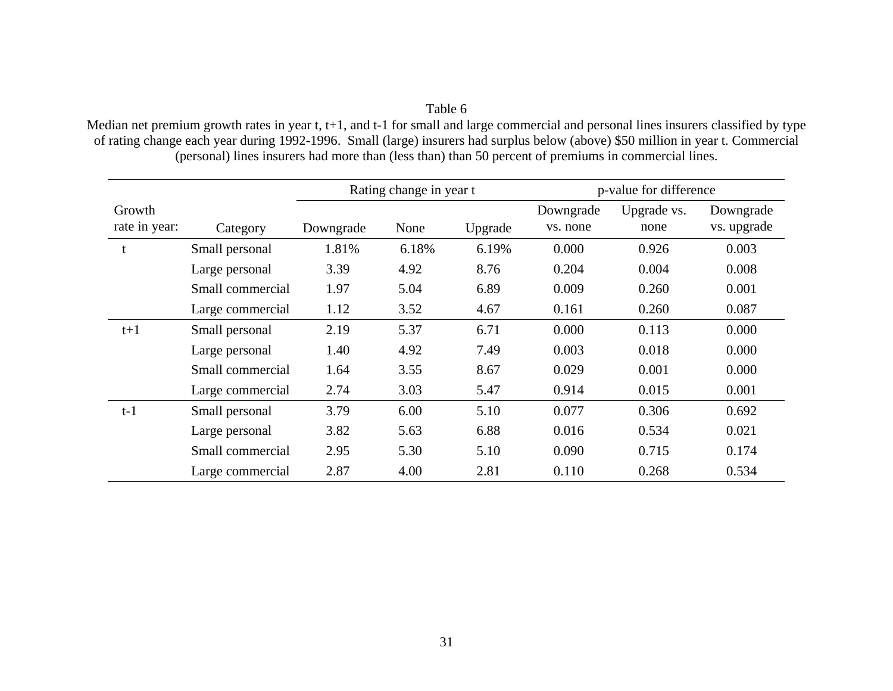Table 6

Median net premium growth rates in year t, t+1, and t-1 for small and large commercial and personal lines insurers classified by type of rating change each year during 1992-1996. Small (large) insurers had surplus below (above) $50 million in year t. Commercial (personal) lines insurers had more than (less than) than 50 percent of premiums in commercial lines.

| | | Rating change in year t | | | p-value for difference | | |
|---|---|---|---|---|---|---|---|
| Growth rate in year: | Category | Downgrade | None | Upgrade | Downgrade vs. none | Upgrade vs. none | Downgrade vs. upgrade |
| t | Small personal | 1.81% | 6.18% | 6.19% | 0.000 | 0.926 | 0.003 |
| | Large personal | 3.39 | 4.92 | 8.76 | 0.204 | 0.004 | 0.008 |
| | Small commercial | 1.97 | 5.04 | 6.89 | 0.009 | 0.260 | 0.001 |
| | Large commercial | 1.12 | 3.52 | 4.67 | 0.161 | 0.260 | 0.087 |
| t+1 | Small personal | 2.19 | 5.37 | 6.71 | 0.000 | 0.113 | 0.000 |
| | Large personal | 1.40 | 4.92 | 7.49 | 0.003 | 0.018 | 0.000 |
| | Small commercial | 1.64 | 3.55 | 8.67 | 0.029 | 0.001 | 0.000 |
| | Large commercial | 2.74 | 3.03 | 5.47 | 0.914 | 0.015 | 0.001 |
| t-1 | Small personal | 3.79 | 6.00 | 5.10 | 0.077 | 0.306 | 0.692 |
| | Large personal | 3.82 | 5.63 | 6.88 | 0.016 | 0.534 | 0.021 |
| | Small commercial | 2.95 | 5.30 | 5.10 | 0.090 | 0.715 | 0.174 |
| | Large commercial | 2.87 | 4.00 | 2.81 | 0.110 | 0.268 | 0.534 |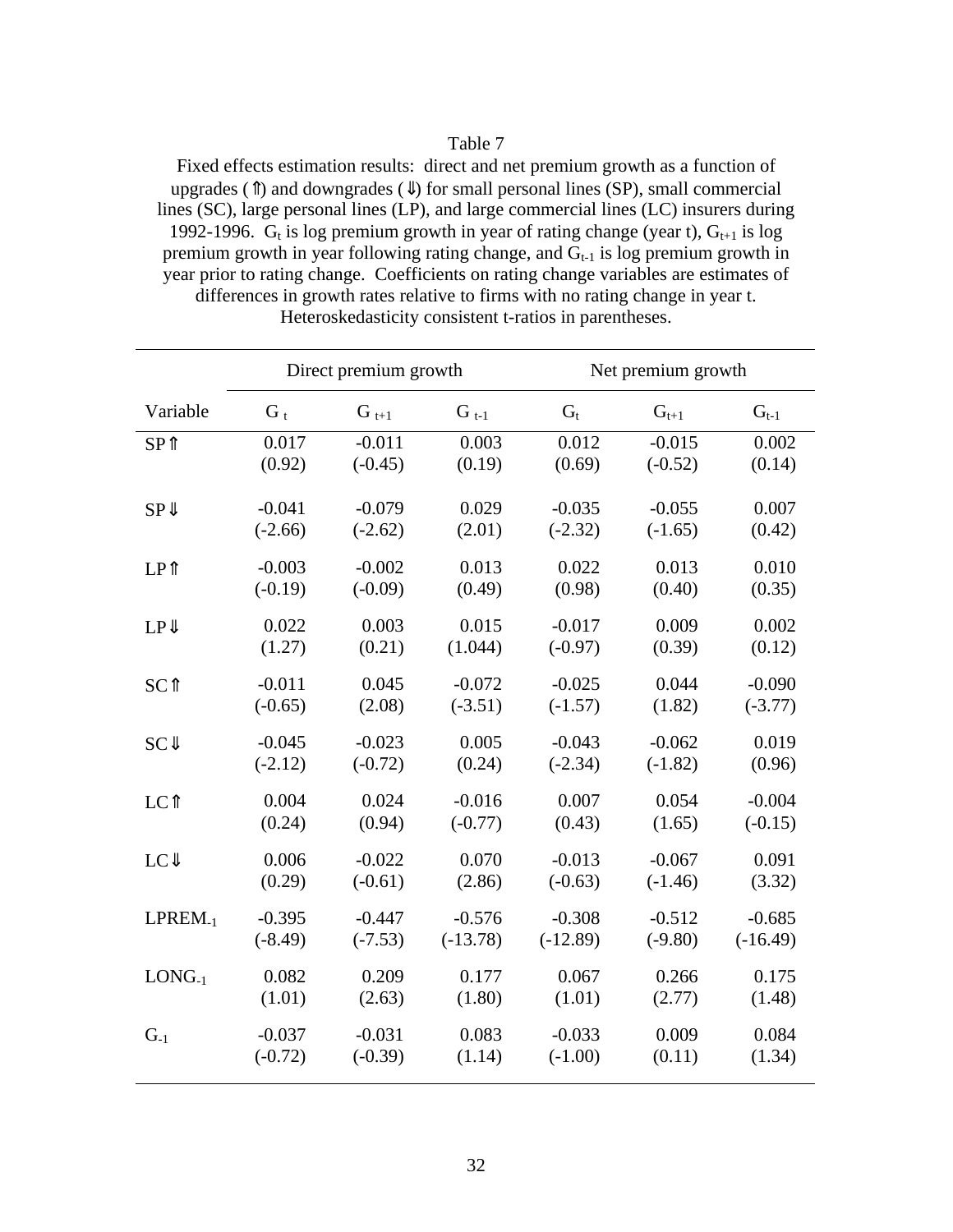Table 7

Fixed effects estimation results: direct and net premium growth as a function of upgrades (⤊) and downgrades (⤋) for small personal lines (SP), small commercial lines (SC), large personal lines (LP), and large commercial lines (LC) insurers during 1992-1996. $G_t$ is log premium growth in year of rating change (year t), $G_{t+1}$ is log premium growth in year following rating change, and $G_{t-1}$ is log premium growth in year prior to rating change. Coefficients on rating change variables are estimates of differences in growth rates relative to firms with no rating change in year t. Heteroskedasticity consistent t-ratios in parentheses.

| | Direct premium growth | | | Net premium growth | | |
|---|---|---|---|---|---|---|
| Variable | $G_t$ | $G_{t+1}$ | $G_{t-1}$ | $G_t$ | $G_{t+1}$ | $G_{t-1}$ |
| SP⤊ | 0.017 | -0.011 | 0.003 | 0.012 | -0.015 | 0.002 |
| | (0.92) | (-0.45) | (0.19) | (0.69) | (-0.52) | (0.14) |
| SP⤋ | -0.041 | -0.079 | 0.029 | -0.035 | -0.055 | 0.007 |
| | (-2.66) | (-2.62) | (2.01) | (-2.32) | (-1.65) | (0.42) |
| LP⤊ | -0.003 | -0.002 | 0.013 | 0.022 | 0.013 | 0.010 |
| | (-0.19) | (-0.09) | (0.49) | (0.98) | (0.40) | (0.35) |
| LP⤋ | 0.022 | 0.003 | 0.015 | -0.017 | 0.009 | 0.002 |
| | (1.27) | (0.21) | (1.044) | (-0.97) | (0.39) | (0.12) |
| SC⤊ | -0.011 | 0.045 | -0.072 | -0.025 | 0.044 | -0.090 |
| | (-0.65) | (2.08) | (-3.51) | (-1.57) | (1.82) | (-3.77) |
| SC⤋ | -0.045 | -0.023 | 0.005 | -0.043 | -0.062 | 0.019 |
| | (-2.12) | (-0.72) | (0.24) | (-2.34) | (-1.82) | (0.96) |
| LC⤊ | 0.004 | 0.024 | -0.016 | 0.007 | 0.054 | -0.004 |
| | (0.24) | (0.94) | (-0.77) | (0.43) | (1.65) | (-0.15) |
| LC⤋ | 0.006 | -0.022 | 0.070 | -0.013 | -0.067 | 0.091 |
| | (0.29) | (-0.61) | (2.86) | (-0.63) | (-1.46) | (3.32) |
| $LPREM_{-1}$ | -0.395 | -0.447 | -0.576 | -0.308 | -0.512 | -0.685 |
| | (-8.49) | (-7.53) | (-13.78) | (-12.89) | (-9.80) | (-16.49) |
| $LONG_{-1}$ | 0.082 | 0.209 | 0.177 | 0.067 | 0.266 | 0.175 |
| | (1.01) | (2.63) | (1.80) | (1.01) | (2.77) | (1.48) |
| $G_{-1}$ | -0.037 | -0.031 | 0.083 | -0.033 | 0.009 | 0.084 |
| | (-0.72) | (-0.39) | (1.14) | (-1.00) | (0.11) | (1.34) |